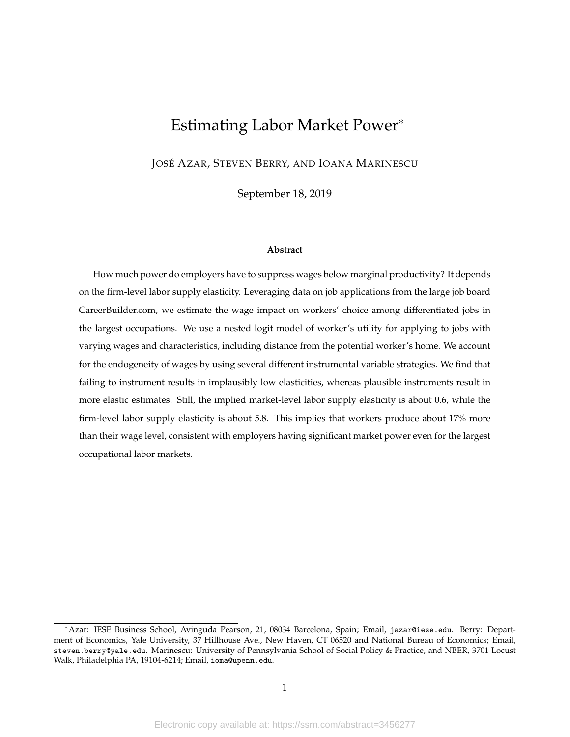# Estimating Labor Market Power*

JOSÉ AZAR, STEVEN BERRY, AND IOANA MARINESCU

September 18, 2019

### Abstract

How much power do employers have to suppress wages below marginal productivity? It depends on the firm-level labor supply elasticity. Leveraging data on job applications from the large job board CareerBuilder.com, we estimate the wage impact on workers' choice among differentiated jobs in the largest occupations. We use a nested logit model of worker's utility for applying to jobs with varying wages and characteristics, including distance from the potential worker's home. We account for the endogeneity of wages by using several different instrumental variable strategies. We find that failing to instrument results in implausibly low elasticities, whereas plausible instruments result in more elastic estimates. Still, the implied market-level labor supply elasticity is about 0.6, while the firm-level labor supply elasticity is about 5.8. This implies that workers produce about 17% more than their wage level, consistent with employers having significant market power even for the largest occupational labor markets.

---

*Azar: IESE Business School, Avinguda Pearson, 21, 08034 Barcelona, Spain; Email, jazar@iese.edu. Berry: Department of Economics, Yale University, 37 Hillhouse Ave., New Haven, CT 06520 and National Bureau of Economics; Email, steven.berry@yale.edu. Marinescu: University of Pennsylvania School of Social Policy & Practice, and NBER, 3701 Locust Walk, Philadelphia PA, 19104-6214; Email, ioma@upenn.edu.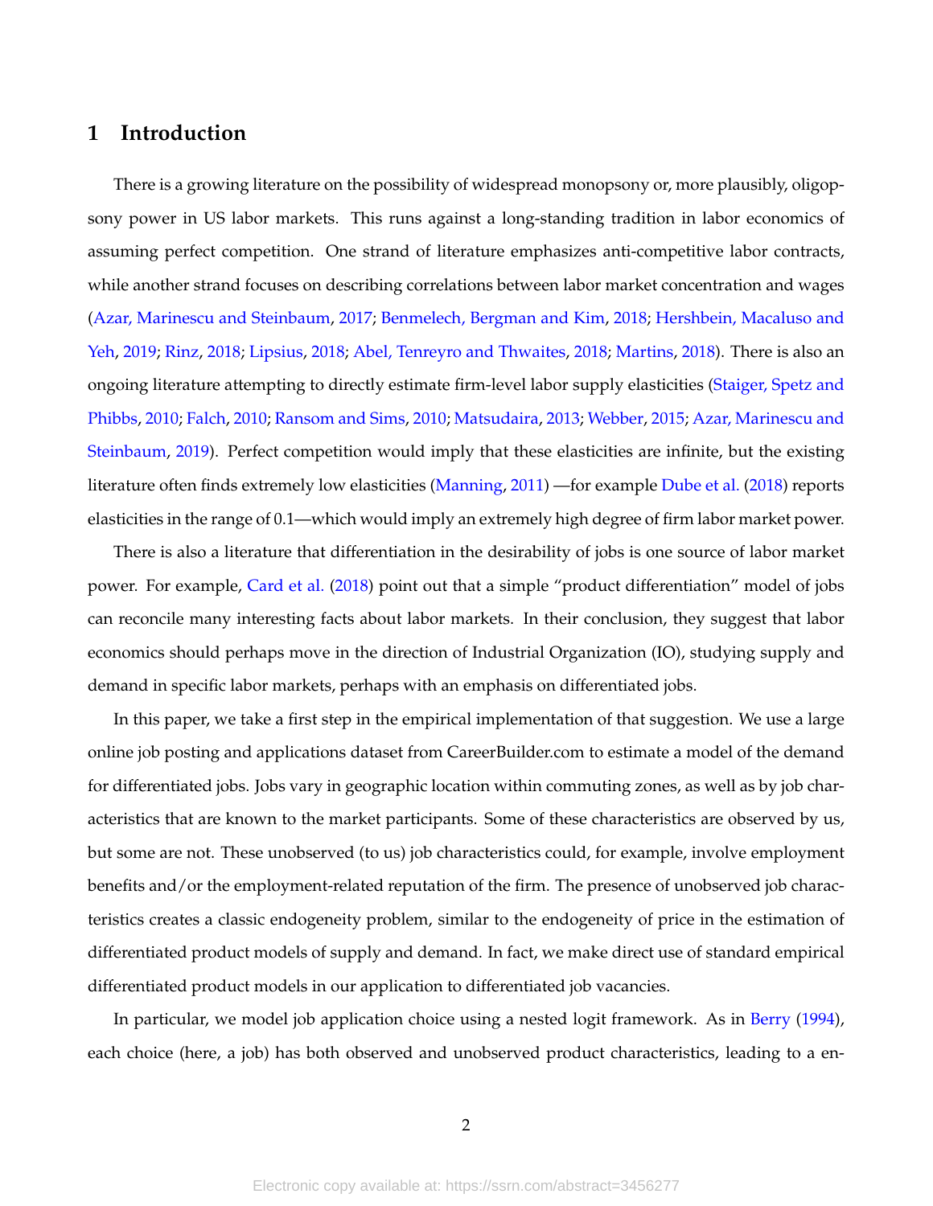# 1 Introduction

There is a growing literature on the possibility of widespread monopsony or, more plausibly, oligopsony power in US labor markets. This runs against a long-standing tradition in labor economics of assuming perfect competition. One strand of literature emphasizes anti-competitive labor contracts, while another strand focuses on describing correlations between labor market concentration and wages (Azar, Marinescu and Steinbaum, 2017; Benmelech, Bergman and Kim, 2018; Hershbein, Macaluso and Yeh, 2019; Rinz, 2018; Lipsius, 2018; Abel, Tenreyro and Thwaites, 2018; Martins, 2018). There is also an ongoing literature attempting to directly estimate firm-level labor supply elasticities (Staiger, Spetz and Phibbs, 2010; Falch, 2010; Ransom and Sims, 2010; Matsudaira, 2013; Webber, 2015; Azar, Marinescu and Steinbaum, 2019). Perfect competition would imply that these elasticities are infinite, but the existing literature often finds extremely low elasticities (Manning, 2011) —for example Dube et al. (2018) reports elasticities in the range of 0.1—which would imply an extremely high degree of firm labor market power.

There is also a literature that differentiation in the desirability of jobs is one source of labor market power. For example, Card et al. (2018) point out that a simple "product differentiation" model of jobs can reconcile many interesting facts about labor markets. In their conclusion, they suggest that labor economics should perhaps move in the direction of Industrial Organization (IO), studying supply and demand in specific labor markets, perhaps with an emphasis on differentiated jobs.

In this paper, we take a first step in the empirical implementation of that suggestion. We use a large online job posting and applications dataset from CareerBuilder.com to estimate a model of the demand for differentiated jobs. Jobs vary in geographic location within commuting zones, as well as by job characteristics that are known to the market participants. Some of these characteristics are observed by us, but some are not. These unobserved (to us) job characteristics could, for example, involve employment benefits and/or the employment-related reputation of the firm. The presence of unobserved job characteristics creates a classic endogeneity problem, similar to the endogeneity of price in the estimation of differentiated product models of supply and demand. In fact, we make direct use of standard empirical differentiated product models in our application to differentiated job vacancies.

In particular, we model job application choice using a nested logit framework. As in Berry (1994), each choice (here, a job) has both observed and unobserved product characteristics, leading to a en-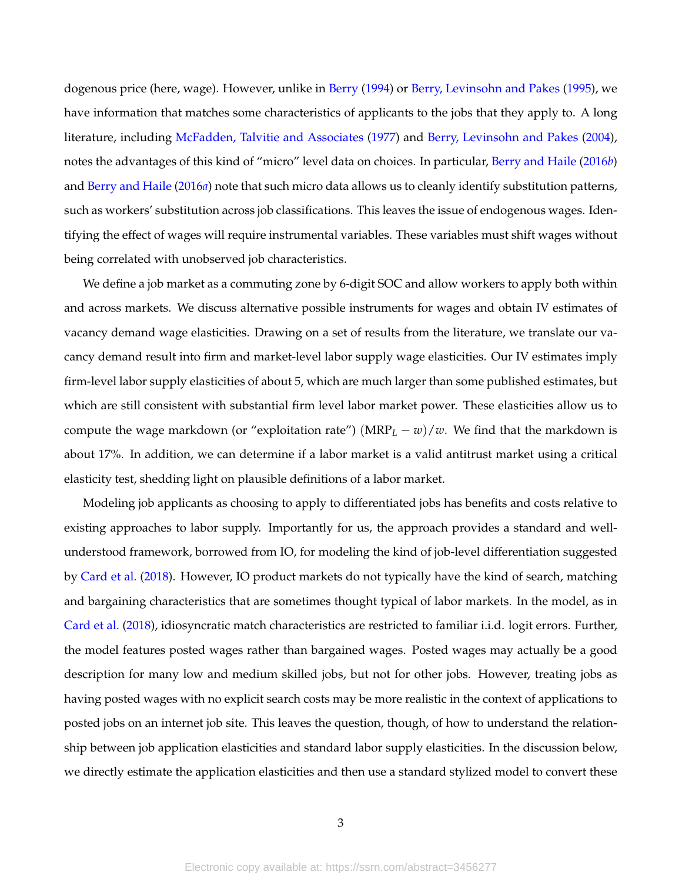dogenous price (here, wage). However, unlike in Berry (1994) or Berry, Levinsohn and Pakes (1995), we have information that matches some characteristics of applicants to the jobs that they apply to. A long literature, including McFadden, Talvitie and Associates (1977) and Berry, Levinsohn and Pakes (2004), notes the advantages of this kind of "micro" level data on choices. In particular, Berry and Haile (2016*b*) and Berry and Haile (2016*a*) note that such micro data allows us to cleanly identify substitution patterns, such as workers' substitution across job classifications. This leaves the issue of endogenous wages. Identifying the effect of wages will require instrumental variables. These variables must shift wages without being correlated with unobserved job characteristics.

We define a job market as a commuting zone by 6-digit SOC and allow workers to apply both within and across markets. We discuss alternative possible instruments for wages and obtain IV estimates of vacancy demand wage elasticities. Drawing on a set of results from the literature, we translate our vacancy demand result into firm and market-level labor supply wage elasticities. Our IV estimates imply firm-level labor supply elasticities of about 5, which are much larger than some published estimates, but which are still consistent with substantial firm level labor market power. These elasticities allow us to compute the wage markdown (or "exploitation rate") $(\text{MRP}_L - w)/w$. We find that the markdown is about 17%. In addition, we can determine if a labor market is a valid antitrust market using a critical elasticity test, shedding light on plausible definitions of a labor market.

Modeling job applicants as choosing to apply to differentiated jobs has benefits and costs relative to existing approaches to labor supply. Importantly for us, the approach provides a standard and well-understood framework, borrowed from IO, for modeling the kind of job-level differentiation suggested by Card et al. (2018). However, IO product markets do not typically have the kind of search, matching and bargaining characteristics that are sometimes thought typical of labor markets. In the model, as in Card et al. (2018), idiosyncratic match characteristics are restricted to familiar i.i.d. logit errors. Further, the model features posted wages rather than bargained wages. Posted wages may actually be a good description for many low and medium skilled jobs, but not for other jobs. However, treating jobs as having posted wages with no explicit search costs may be more realistic in the context of applications to posted jobs on an internet job site. This leaves the question, though, of how to understand the relationship between job application elasticities and standard labor supply elasticities. In the discussion below, we directly estimate the application elasticities and then use a standard stylized model to convert these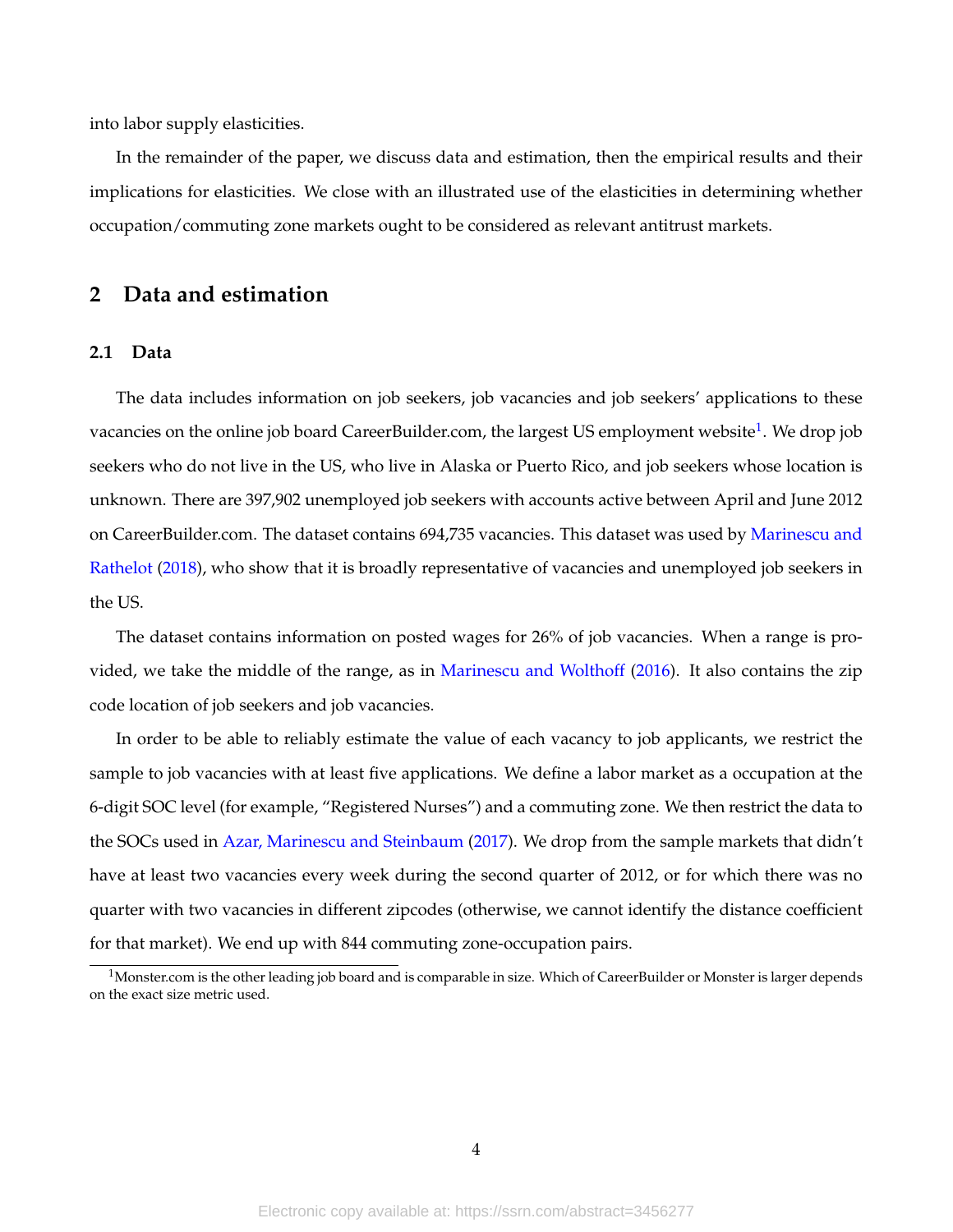into labor supply elasticities.

In the remainder of the paper, we discuss data and estimation, then the empirical results and their implications for elasticities. We close with an illustrated use of the elasticities in determining whether occupation/commuting zone markets ought to be considered as relevant antitrust markets.

## 2 Data and estimation

### 2.1 Data

The data includes information on job seekers, job vacancies and job seekers' applications to these vacancies on the online job board CareerBuilder.com, the largest US employment website[1]. We drop job seekers who do not live in the US, who live in Alaska or Puerto Rico, and job seekers whose location is unknown. There are 397,902 unemployed job seekers with accounts active between April and June 2012 on CareerBuilder.com. The dataset contains 694,735 vacancies. This dataset was used by Marinescu and Rathelot (2018), who show that it is broadly representative of vacancies and unemployed job seekers in the US.

The dataset contains information on posted wages for 26% of job vacancies. When a range is provided, we take the middle of the range, as in Marinescu and Wolthoff (2016). It also contains the zip code location of job seekers and job vacancies.

In order to be able to reliably estimate the value of each vacancy to job applicants, we restrict the sample to job vacancies with at least five applications. We define a labor market as a occupation at the 6-digit SOC level (for example, "Registered Nurses") and a commuting zone. We then restrict the data to the SOCs used in Azar, Marinescu and Steinbaum (2017). We drop from the sample markets that didn't have at least two vacancies every week during the second quarter of 2012, or for which there was no quarter with two vacancies in different zipcodes (otherwise, we cannot identify the distance coefficient for that market). We end up with 844 commuting zone-occupation pairs.

[1] Monster.com is the other leading job board and is comparable in size. Which of CareerBuilder or Monster is larger depends on the exact size metric used.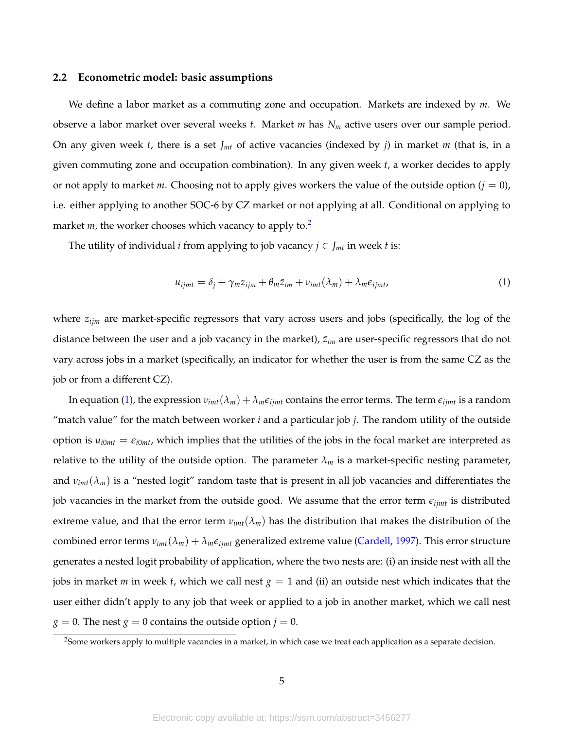### 2.2 Econometric model: basic assumptions

We define a labor market as a commuting zone and occupation. Markets are indexed by $m$. We observe a labor market over several weeks $t$. Market $m$ has $N_m$ active users over our sample period. On any given week $t$, there is a set $J_{mt}$ of active vacancies (indexed by $j$) in market $m$ (that is, in a given commuting zone and occupation combination). In any given week $t$, a worker decides to apply or not apply to market $m$. Choosing not to apply gives workers the value of the outside option ($j = 0$), i.e. either applying to another SOC-6 by CZ market or not applying at all. Conditional on applying to market $m$, the worker chooses which vacancy to apply to.[2]

The utility of individual $i$ from applying to job vacancy $j \in J_{mt}$ in week $t$ is:

$$u_{ijmt} = \delta_j + \gamma_m z_{ijm} + \theta_m \tilde{z}_{im} + \nu_{imt}(\lambda_m) + \lambda_m \epsilon_{ijmt}, \tag{1}$$

where $z_{ijm}$ are market-specific regressors that vary across users and jobs (specifically, the log of the distance between the user and a job vacancy in the market), $\tilde{z}_{im}$ are user-specific regressors that do not vary across jobs in a market (specifically, an indicator for whether the user is from the same CZ as the job or from a different CZ).

In equation (1), the expression $\nu_{imt}(\lambda_m) + \lambda_m \epsilon_{ijmt}$ contains the error terms. The term $\epsilon_{ijmt}$ is a random "match value" for the match between worker $i$ and a particular job $j$. The random utility of the outside option is $u_{i0mt} = \epsilon_{i0mt}$, which implies that the utilities of the jobs in the focal market are interpreted as relative to the utility of the outside option. The parameter $\lambda_m$ is a market-specific nesting parameter, and $\nu_{imt}(\lambda_m)$ is a "nested logit" random taste that is present in all job vacancies and differentiates the job vacancies in the market from the outside good. We assume that the error term $\epsilon_{ijmt}$ is distributed extreme value, and that the error term $\nu_{imt}(\lambda_m)$ has the distribution that makes the distribution of the combined error terms $\nu_{imt}(\lambda_m) + \lambda_m \epsilon_{ijmt}$ generalized extreme value (Cardell, 1997). This error structure generates a nested logit probability of application, where the two nests are: (i) an inside nest with all the jobs in market $m$ in week $t$, which we call nest $g = 1$ and (ii) an outside nest which indicates that the user either didn't apply to any job that week or applied to a job in another market, which we call nest $g = 0$. The nest $g = 0$ contains the outside option $j = 0$.

[2] Some workers apply to multiple vacancies in a market, in which case we treat each application as a separate decision.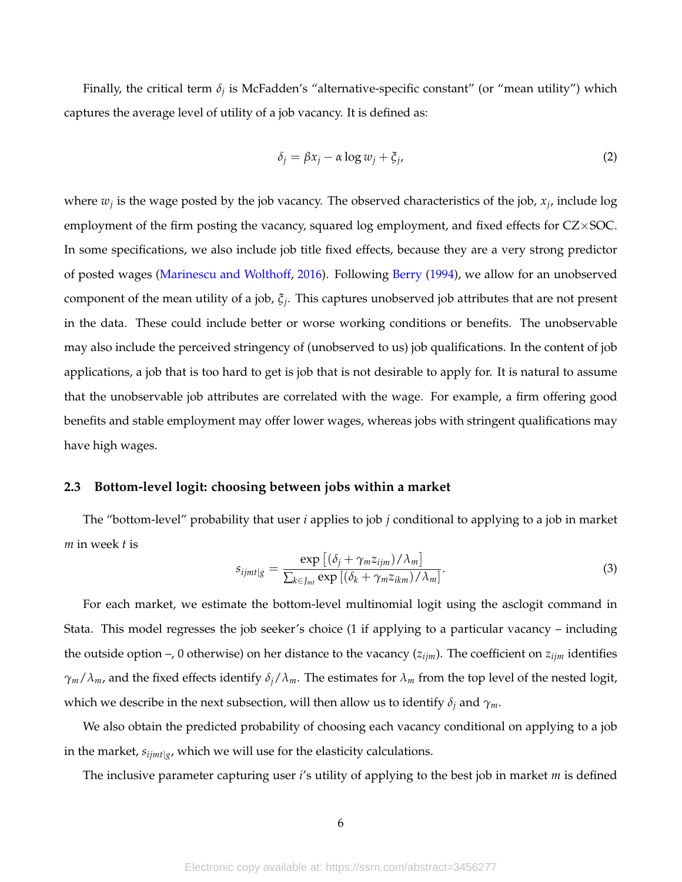Finally, the critical term $\delta_j$ is McFadden's "alternative-specific constant" (or "mean utility") which captures the average level of utility of a job vacancy. It is defined as:

$$\delta_j = \beta x_j - \alpha \log w_j + \xi_j, \tag{2}$$

where $w_j$ is the wage posted by the job vacancy. The observed characteristics of the job, $x_j$, include log employment of the firm posting the vacancy, squared log employment, and fixed effects for CZ×SOC. In some specifications, we also include job title fixed effects, because they are a very strong predictor of posted wages (Marinescu and Wolthoff, 2016). Following Berry (1994), we allow for an unobserved component of the mean utility of a job, $\xi_j$. This captures unobserved job attributes that are not present in the data. These could include better or worse working conditions or benefits. The unobservable may also include the perceived stringency of (unobserved to us) job qualifications. In the content of job applications, a job that is too hard to get is job that is not desirable to apply for. It is natural to assume that the unobservable job attributes are correlated with the wage. For example, a firm offering good benefits and stable employment may offer lower wages, whereas jobs with stringent qualifications may have high wages.

### 2.3 Bottom-level logit: choosing between jobs within a market

The "bottom-level" probability that user $i$ applies to job $j$ conditional to applying to a job in market $m$ in week $t$ is

$$s_{ijmt|g} = \frac{\exp\left[(\delta_j + \gamma_m z_{ijm})/\lambda_m\right]}{\sum_{k \in J_{mt}} \exp\left[(\delta_k + \gamma_m z_{ikm})/\lambda_m\right]}. \tag{3}$$

For each market, we estimate the bottom-level multinomial logit using the asclogit command in Stata. This model regresses the job seeker's choice (1 if applying to a particular vacancy – including the outside option –, 0 otherwise) on her distance to the vacancy ($z_{ijm}$). The coefficient on $z_{ijm}$ identifies $\gamma_m/\lambda_m$, and the fixed effects identify $\delta_j/\lambda_m$. The estimates for $\lambda_m$ from the top level of the nested logit, which we describe in the next subsection, will then allow us to identify $\delta_j$ and $\gamma_m$.

We also obtain the predicted probability of choosing each vacancy conditional on applying to a job in the market, $s_{ijmt|g}$, which we will use for the elasticity calculations.

The inclusive parameter capturing user $i$'s utility of applying to the best job in market $m$ is defined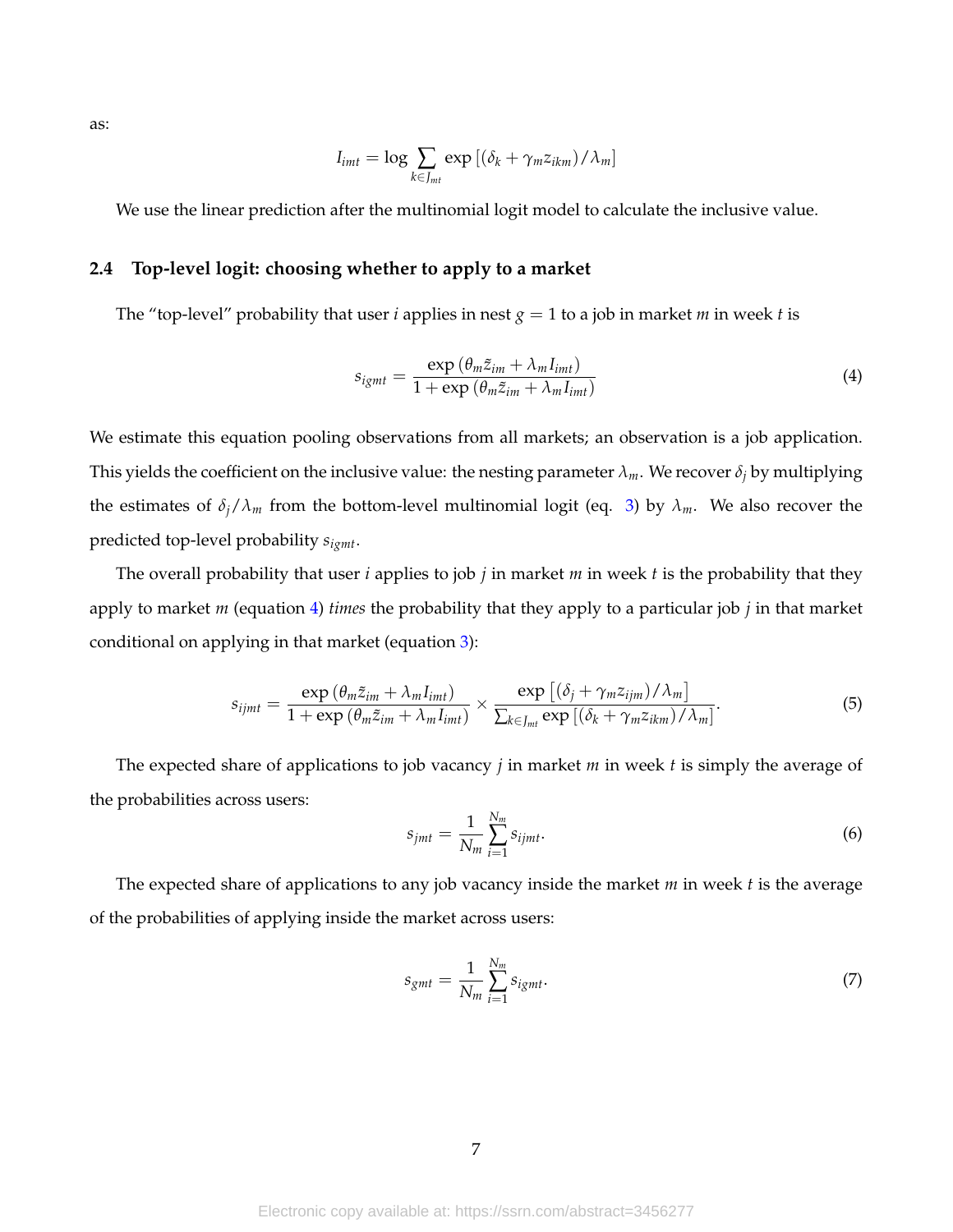as:

$$I_{imt} = \log \sum_{k \in J_{mt}} \exp \left[ (\delta_k + \gamma_m z_{ikm}) / \lambda_m \right]$$

We use the linear prediction after the multinomial logit model to calculate the inclusive value.

### 2.4 Top-level logit: choosing whether to apply to a market

The "top-level" probability that user $i$ applies in nest $g = 1$ to a job in market $m$ in week $t$ is

$$s_{igmt} = \frac{\exp\left(\theta_m \tilde{z}_{im} + \lambda_m I_{imt}\right)}{1 + \exp\left(\theta_m \tilde{z}_{im} + \lambda_m I_{imt}\right)} \tag{4}$$

We estimate this equation pooling observations from all markets; an observation is a job application. This yields the coefficient on the inclusive value: the nesting parameter $\lambda_m$. We recover $\delta_j$ by multiplying the estimates of $\delta_j / \lambda_m$ from the bottom-level multinomial logit (eq. 3) by $\lambda_m$. We also recover the predicted top-level probability $s_{igmt}$.

The overall probability that user $i$ applies to job $j$ in market $m$ in week $t$ is the probability that they apply to market $m$ (equation 4) *times* the probability that they apply to a particular job $j$ in that market conditional on applying in that market (equation 3):

$$s_{ijmt} = \frac{\exp\left(\theta_m \tilde{z}_{im} + \lambda_m I_{imt}\right)}{1 + \exp\left(\theta_m \tilde{z}_{im} + \lambda_m I_{imt}\right)} \times \frac{\exp\left[(\delta_j + \gamma_m z_{ijm}) / \lambda_m\right]}{\sum_{k \in J_{mt}} \exp\left[(\delta_k + \gamma_m z_{ikm}) / \lambda_m\right]}. \tag{5}$$

The expected share of applications to job vacancy $j$ in market $m$ in week $t$ is simply the average of the probabilities across users:

$$s_{jmt} = \frac{1}{N_m} \sum_{i=1}^{N_m} s_{ijmt}. \tag{6}$$

The expected share of applications to any job vacancy inside the market $m$ in week $t$ is the average of the probabilities of applying inside the market across users:

$$s_{gmt} = \frac{1}{N_m} \sum_{i=1}^{N_m} s_{igmt}. \tag{7}$$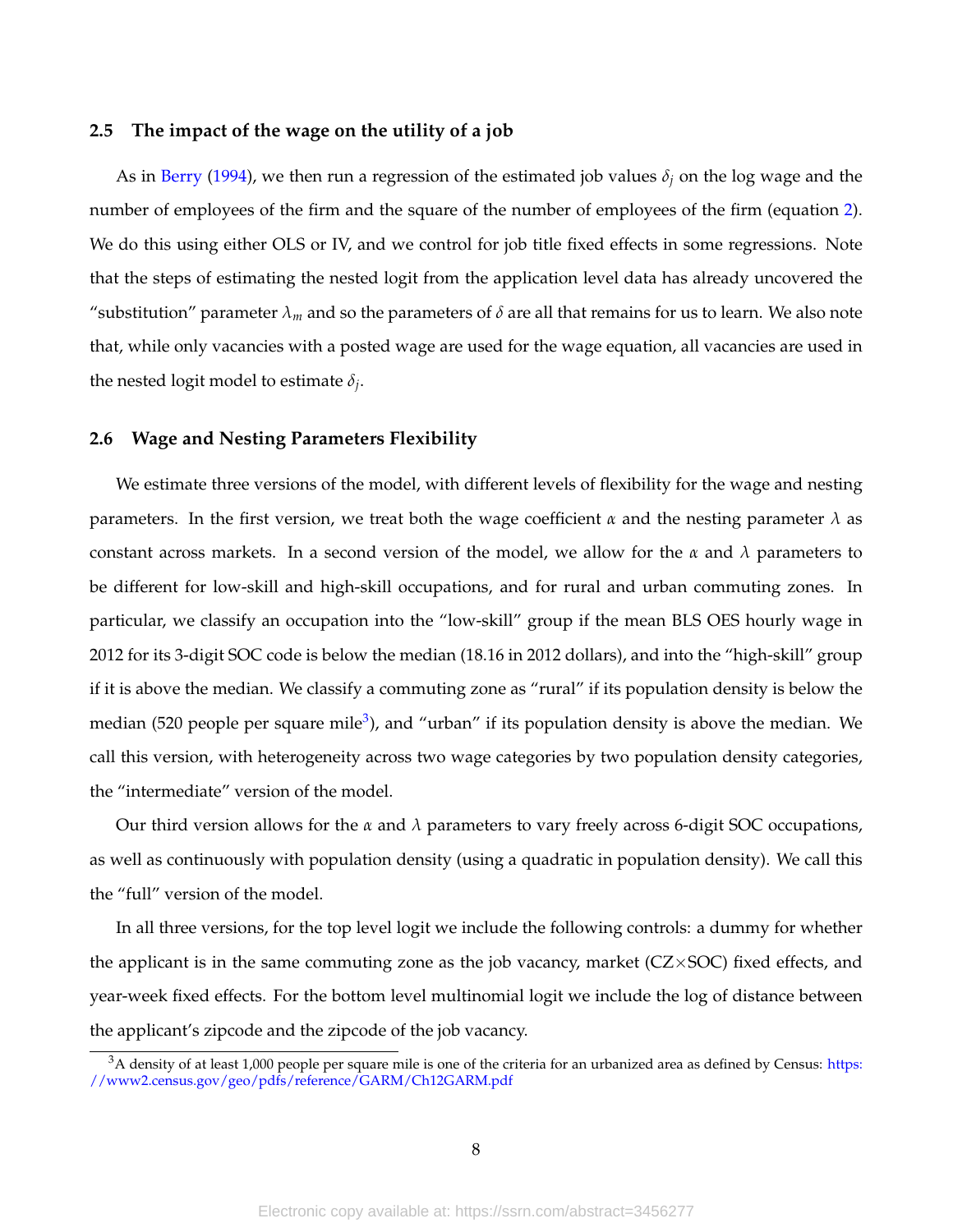### 2.5 The impact of the wage on the utility of a job

As in Berry (1994), we then run a regression of the estimated job values $\delta_j$ on the log wage and the number of employees of the firm and the square of the number of employees of the firm (equation 2). We do this using either OLS or IV, and we control for job title fixed effects in some regressions. Note that the steps of estimating the nested logit from the application level data has already uncovered the "substitution" parameter $\lambda_m$ and so the parameters of $\delta$ are all that remains for us to learn. We also note that, while only vacancies with a posted wage are used for the wage equation, all vacancies are used in the nested logit model to estimate $\delta_j$.

### 2.6 Wage and Nesting Parameters Flexibility

We estimate three versions of the model, with different levels of flexibility for the wage and nesting parameters. In the first version, we treat both the wage coefficient $\alpha$ and the nesting parameter $\lambda$ as constant across markets. In a second version of the model, we allow for the $\alpha$ and $\lambda$ parameters to be different for low-skill and high-skill occupations, and for rural and urban commuting zones. In particular, we classify an occupation into the "low-skill" group if the mean BLS OES hourly wage in 2012 for its 3-digit SOC code is below the median (18.16 in 2012 dollars), and into the "high-skill" group if it is above the median. We classify a commuting zone as "rural" if its population density is below the median (520 people per square mile[3]), and "urban" if its population density is above the median. We call this version, with heterogeneity across two wage categories by two population density categories, the "intermediate" version of the model.

Our third version allows for the $\alpha$ and $\lambda$ parameters to vary freely across 6-digit SOC occupations, as well as continuously with population density (using a quadratic in population density). We call this the "full" version of the model.

In all three versions, for the top level logit we include the following controls: a dummy for whether the applicant is in the same commuting zone as the job vacancy, market (CZ$\times$SOC) fixed effects, and year-week fixed effects. For the bottom level multinomial logit we include the log of distance between the applicant's zipcode and the zipcode of the job vacancy.

[3] A density of at least 1,000 people per square mile is one of the criteria for an urbanized area as defined by Census: https://www2.census.gov/geo/pdfs/reference/GARM/Ch12GARM.pdf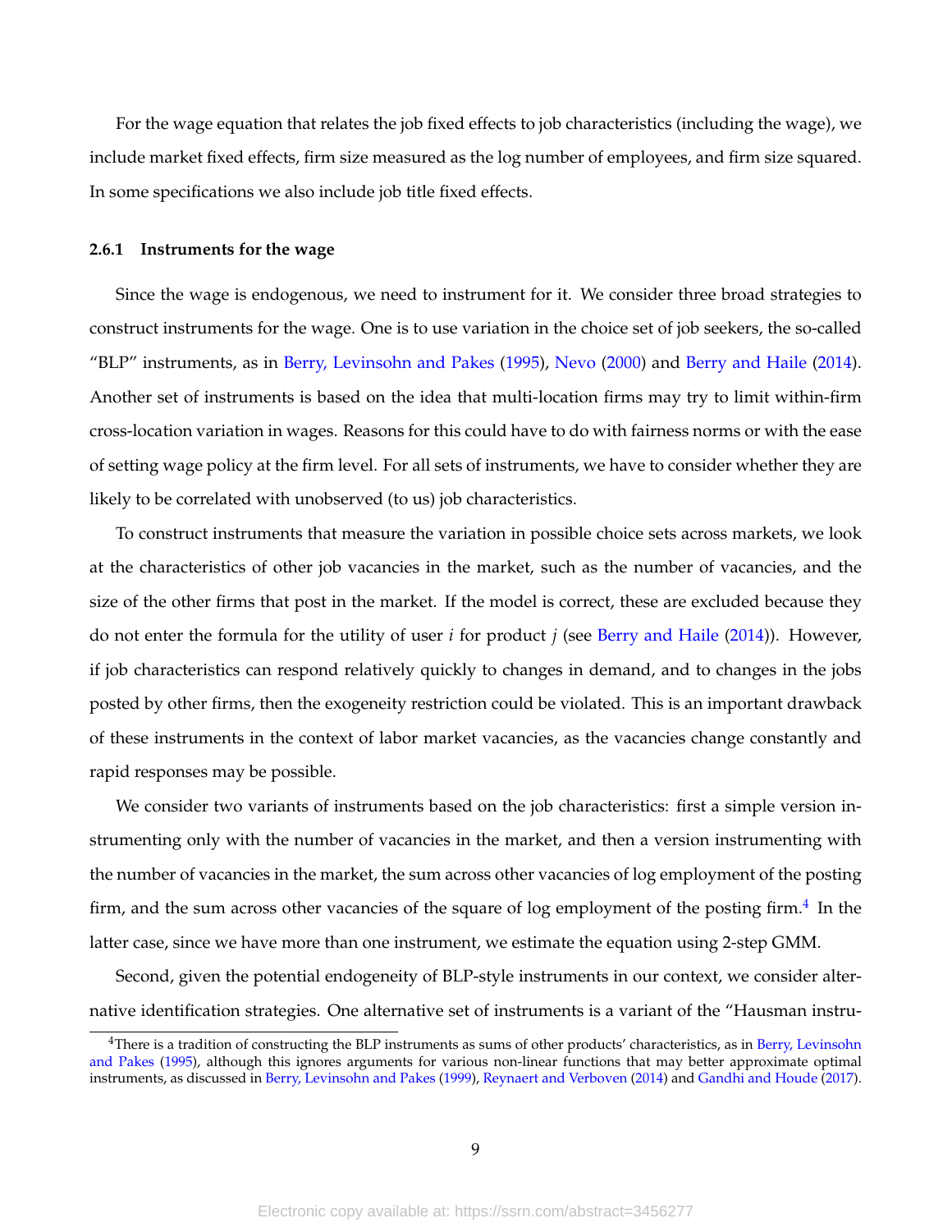For the wage equation that relates the job fixed effects to job characteristics (including the wage), we include market fixed effects, firm size measured as the log number of employees, and firm size squared. In some specifications we also include job title fixed effects.

### 2.6.1 Instruments for the wage

Since the wage is endogenous, we need to instrument for it. We consider three broad strategies to construct instruments for the wage. One is to use variation in the choice set of job seekers, the so-called "BLP" instruments, as in Berry, Levinsohn and Pakes (1995), Nevo (2000) and Berry and Haile (2014). Another set of instruments is based on the idea that multi-location firms may try to limit within-firm cross-location variation in wages. Reasons for this could have to do with fairness norms or with the ease of setting wage policy at the firm level. For all sets of instruments, we have to consider whether they are likely to be correlated with unobserved (to us) job characteristics.

To construct instruments that measure the variation in possible choice sets across markets, we look at the characteristics of other job vacancies in the market, such as the number of vacancies, and the size of the other firms that post in the market. If the model is correct, these are excluded because they do not enter the formula for the utility of user $i$ for product $j$ (see Berry and Haile (2014)). However, if job characteristics can respond relatively quickly to changes in demand, and to changes in the jobs posted by other firms, then the exogeneity restriction could be violated. This is an important drawback of these instruments in the context of labor market vacancies, as the vacancies change constantly and rapid responses may be possible.

We consider two variants of instruments based on the job characteristics: first a simple version instrumenting only with the number of vacancies in the market, and then a version instrumenting with the number of vacancies in the market, the sum across other vacancies of log employment of the posting firm, and the sum across other vacancies of the square of log employment of the posting firm.[4] In the latter case, since we have more than one instrument, we estimate the equation using 2-step GMM.

Second, given the potential endogeneity of BLP-style instruments in our context, we consider alternative identification strategies. One alternative set of instruments is a variant of the "Hausman instru-

[4] There is a tradition of constructing the BLP instruments as sums of other products' characteristics, as in Berry, Levinsohn and Pakes (1995), although this ignores arguments for various non-linear functions that may better approximate optimal instruments, as discussed in Berry, Levinsohn and Pakes (1999), Reynaert and Verboven (2014) and Gandhi and Houde (2017).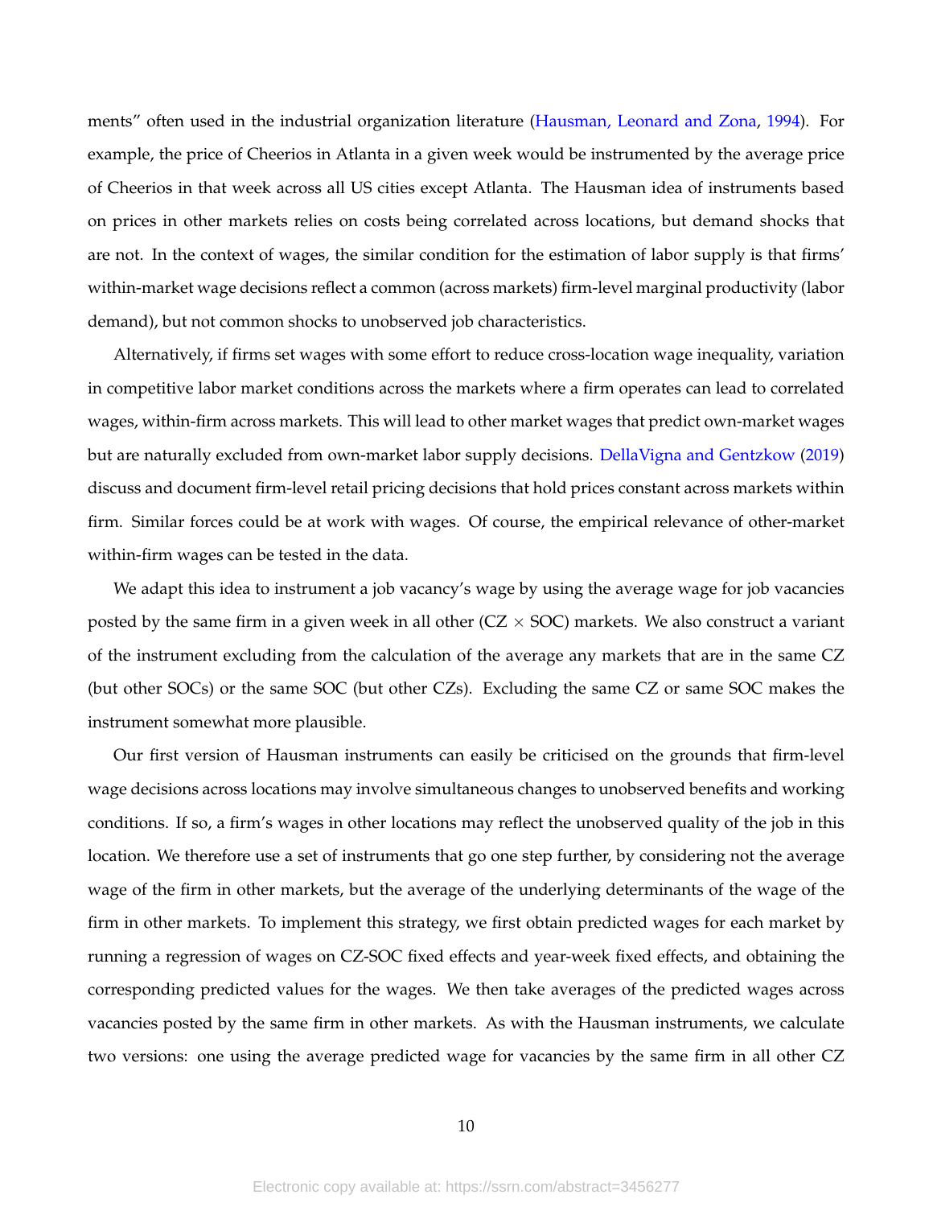ments" often used in the industrial organization literature (Hausman, Leonard and Zona, 1994). For example, the price of Cheerios in Atlanta in a given week would be instrumented by the average price of Cheerios in that week across all US cities except Atlanta. The Hausman idea of instruments based on prices in other markets relies on costs being correlated across locations, but demand shocks that are not. In the context of wages, the similar condition for the estimation of labor supply is that firms' within-market wage decisions reflect a common (across markets) firm-level marginal productivity (labor demand), but not common shocks to unobserved job characteristics.

Alternatively, if firms set wages with some effort to reduce cross-location wage inequality, variation in competitive labor market conditions across the markets where a firm operates can lead to correlated wages, within-firm across markets. This will lead to other market wages that predict own-market wages but are naturally excluded from own-market labor supply decisions. DellaVigna and Gentzkow (2019) discuss and document firm-level retail pricing decisions that hold prices constant across markets within firm. Similar forces could be at work with wages. Of course, the empirical relevance of other-market within-firm wages can be tested in the data.

We adapt this idea to instrument a job vacancy's wage by using the average wage for job vacancies posted by the same firm in a given week in all other (CZ $\times$ SOC) markets. We also construct a variant of the instrument excluding from the calculation of the average any markets that are in the same CZ (but other SOCs) or the same SOC (but other CZs). Excluding the same CZ or same SOC makes the instrument somewhat more plausible.

Our first version of Hausman instruments can easily be criticised on the grounds that firm-level wage decisions across locations may involve simultaneous changes to unobserved benefits and working conditions. If so, a firm's wages in other locations may reflect the unobserved quality of the job in this location. We therefore use a set of instruments that go one step further, by considering not the average wage of the firm in other markets, but the average of the underlying determinants of the wage of the firm in other markets. To implement this strategy, we first obtain predicted wages for each market by running a regression of wages on CZ-SOC fixed effects and year-week fixed effects, and obtaining the corresponding predicted values for the wages. We then take averages of the predicted wages across vacancies posted by the same firm in other markets. As with the Hausman instruments, we calculate two versions: one using the average predicted wage for vacancies by the same firm in all other CZ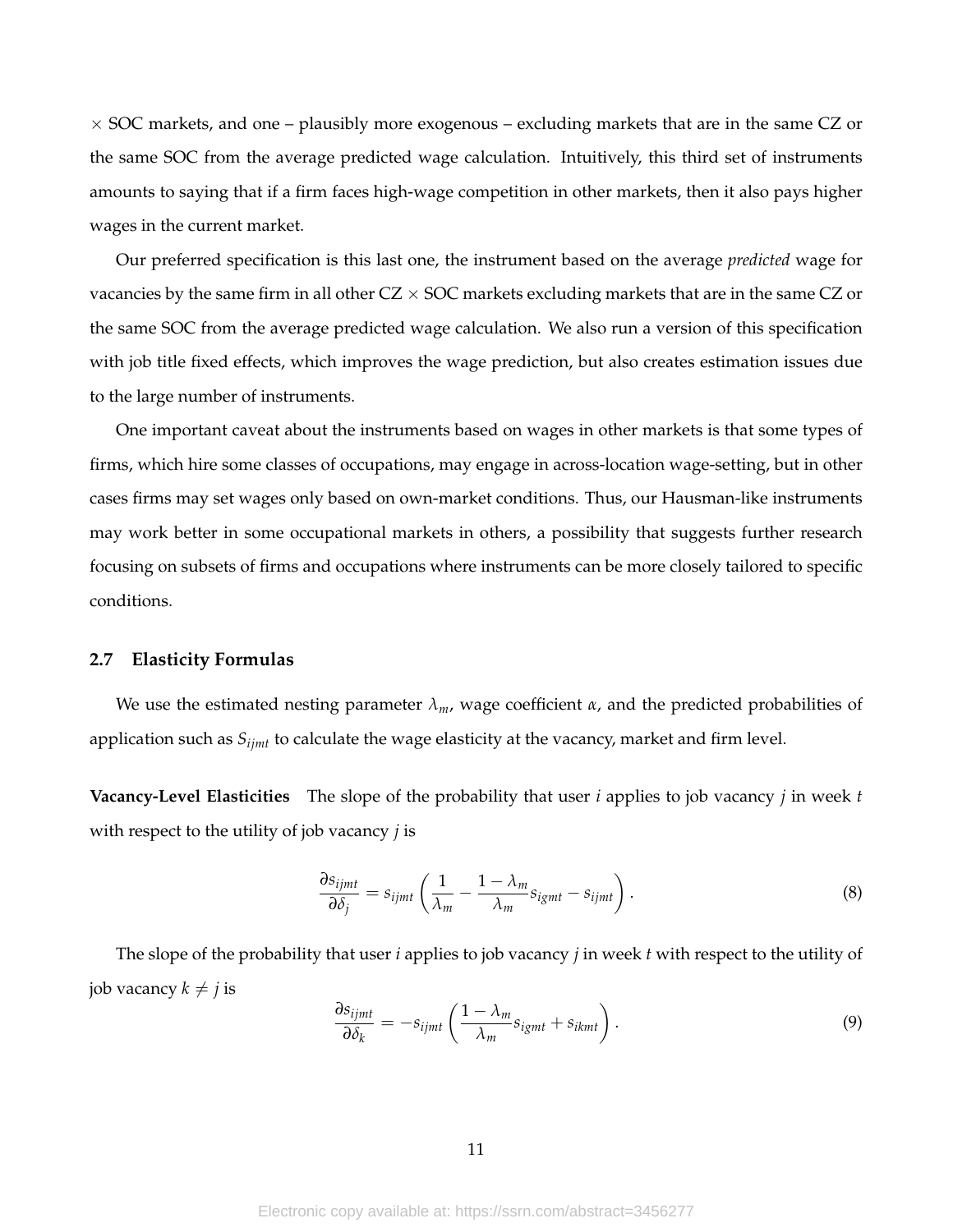× SOC markets, and one – plausibly more exogenous – excluding markets that are in the same CZ or the same SOC from the average predicted wage calculation. Intuitively, this third set of instruments amounts to saying that if a firm faces high-wage competition in other markets, then it also pays higher wages in the current market.

Our preferred specification is this last one, the instrument based on the average *predicted* wage for vacancies by the same firm in all other CZ × SOC markets excluding markets that are in the same CZ or the same SOC from the average predicted wage calculation. We also run a version of this specification with job title fixed effects, which improves the wage prediction, but also creates estimation issues due to the large number of instruments.

One important caveat about the instruments based on wages in other markets is that some types of firms, which hire some classes of occupations, may engage in across-location wage-setting, but in other cases firms may set wages only based on own-market conditions. Thus, our Hausman-like instruments may work better in some occupational markets in others, a possibility that suggests further research focusing on subsets of firms and occupations where instruments can be more closely tailored to specific conditions.

### 2.7 Elasticity Formulas

We use the estimated nesting parameter $\lambda_m$, wage coefficient $\alpha$, and the predicted probabilities of application such as $S_{ijmt}$ to calculate the wage elasticity at the vacancy, market and firm level.

**Vacancy-Level Elasticities** The slope of the probability that user $i$ applies to job vacancy $j$ in week $t$ with respect to the utility of job vacancy $j$ is

$$\frac{\partial s_{ijmt}}{\partial \delta_j} = s_{ijmt} \left( \frac{1}{\lambda_m} - \frac{1 - \lambda_m}{\lambda_m} s_{igmt} - s_{ijmt} \right). \tag{8}$$

The slope of the probability that user $i$ applies to job vacancy $j$ in week $t$ with respect to the utility of job vacancy $k \neq j$ is

$$\frac{\partial s_{ijmt}}{\partial \delta_k} = -s_{ijmt} \left( \frac{1 - \lambda_m}{\lambda_m} s_{igmt} + s_{ikmt} \right). \tag{9}$$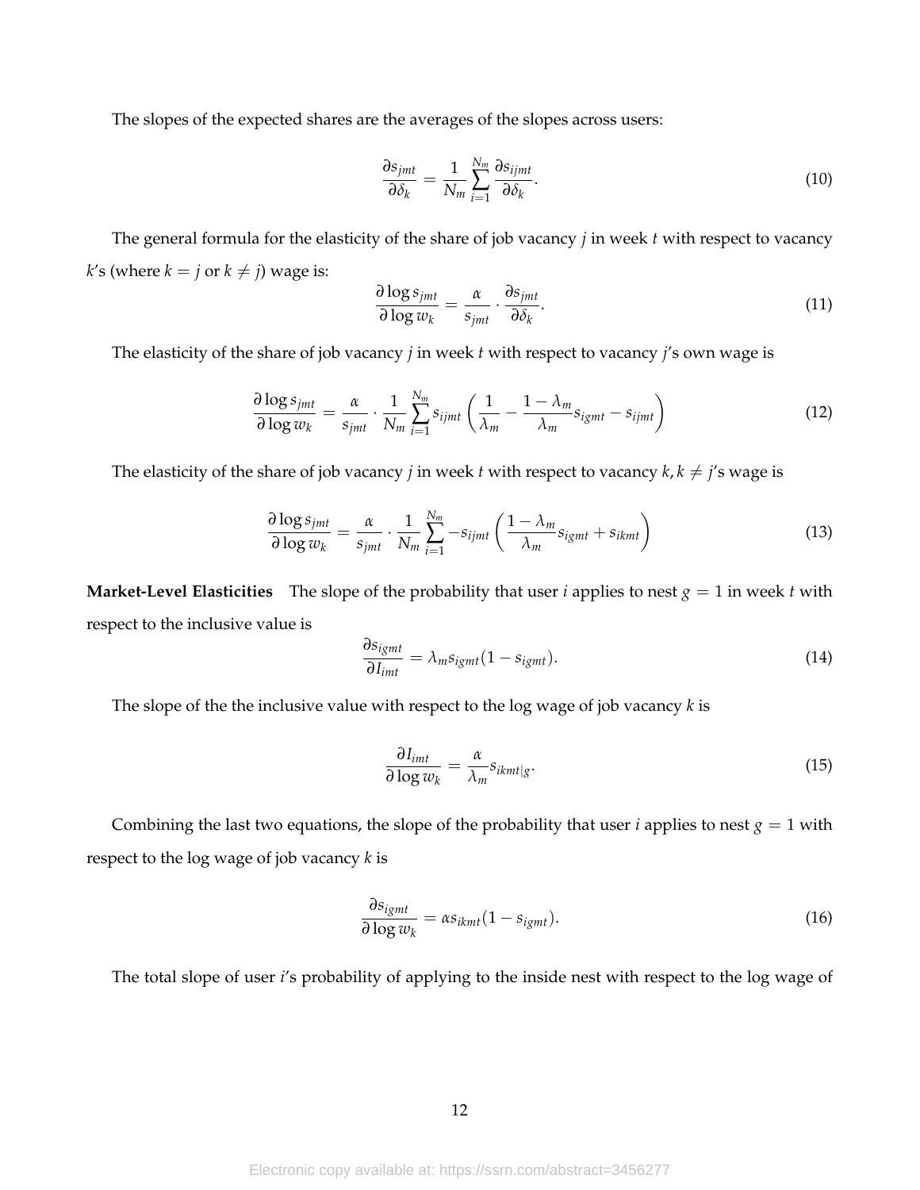The slopes of the expected shares are the averages of the slopes across users:

$$\frac{\partial s_{jmt}}{\partial \delta_k} = \frac{1}{N_m} \sum_{i=1}^{N_m} \frac{\partial s_{ijmt}}{\partial \delta_k}. \tag{10}$$

The general formula for the elasticity of the share of job vacancy $j$ in week $t$ with respect to vacancy $k$'s (where $k = j$ or $k \neq j$) wage is:

$$\frac{\partial \log s_{jmt}}{\partial \log w_k} = \frac{\alpha}{s_{jmt}} \cdot \frac{\partial s_{jmt}}{\partial \delta_k}. \tag{11}$$

The elasticity of the share of job vacancy $j$ in week $t$ with respect to vacancy $j$'s own wage is

$$\frac{\partial \log s_{jmt}}{\partial \log w_k} = \frac{\alpha}{s_{jmt}} \cdot \frac{1}{N_m} \sum_{i=1}^{N_m} s_{ijmt} \left( \frac{1}{\lambda_m} - \frac{1-\lambda_m}{\lambda_m} s_{igmt} - s_{ijmt} \right) \tag{12}$$

The elasticity of the share of job vacancy $j$ in week $t$ with respect to vacancy $k, k \neq j$'s wage is

$$\frac{\partial \log s_{jmt}}{\partial \log w_k} = \frac{\alpha}{s_{jmt}} \cdot \frac{1}{N_m} \sum_{i=1}^{N_m} -s_{ijmt} \left( \frac{1-\lambda_m}{\lambda_m} s_{igmt} + s_{ikmt} \right) \tag{13}$$

**Market-Level Elasticities** The slope of the probability that user $i$ applies to nest $g = 1$ in week $t$ with respect to the inclusive value is

$$\frac{\partial s_{igmt}}{\partial I_{imt}} = \lambda_m s_{igmt}(1 - s_{igmt}). \tag{14}$$

The slope of the the inclusive value with respect to the log wage of job vacancy $k$ is

$$\frac{\partial I_{imt}}{\partial \log w_k} = \frac{\alpha}{\lambda_m} s_{ikmt|g}. \tag{15}$$

Combining the last two equations, the slope of the probability that user $i$ applies to nest $g = 1$ with respect to the log wage of job vacancy $k$ is

$$\frac{\partial s_{igmt}}{\partial \log w_k} = \alpha s_{ikmt}(1 - s_{igmt}). \tag{16}$$

The total slope of user $i$'s probability of applying to the inside nest with respect to the log wage of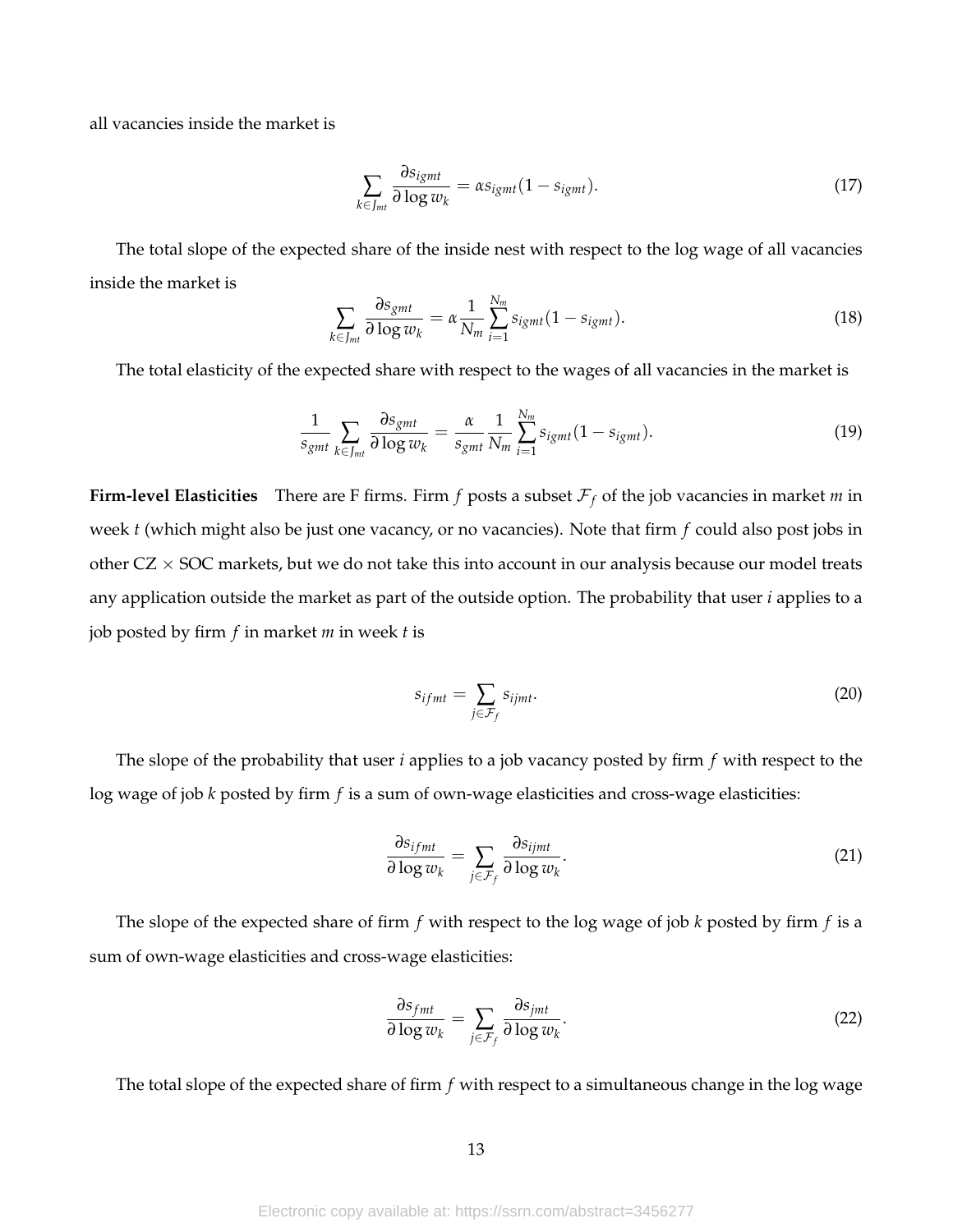all vacancies inside the market is

$$\sum_{k \in J_{mt}} \frac{\partial s_{igmt}}{\partial \log w_k} = \alpha s_{igmt}(1 - s_{igmt}). \tag{17}$$

The total slope of the expected share of the inside nest with respect to the log wage of all vacancies inside the market is

$$\sum_{k \in J_{mt}} \frac{\partial s_{gmt}}{\partial \log w_k} = \alpha \frac{1}{N_m} \sum_{i=1}^{N_m} s_{igmt}(1 - s_{igmt}). \tag{18}$$

The total elasticity of the expected share with respect to the wages of all vacancies in the market is

$$\frac{1}{s_{gmt}} \sum_{k \in J_{mt}} \frac{\partial s_{gmt}}{\partial \log w_k} = \frac{\alpha}{s_{gmt}} \frac{1}{N_m} \sum_{i=1}^{N_m} s_{igmt}(1 - s_{igmt}). \tag{19}$$

**Firm-level Elasticities** There are F firms. Firm $f$ posts a subset $\mathcal{F}_f$ of the job vacancies in market $m$ in week $t$ (which might also be just one vacancy, or no vacancies). Note that firm $f$ could also post jobs in other CZ $\times$ SOC markets, but we do not take this into account in our analysis because our model treats any application outside the market as part of the outside option. The probability that user $i$ applies to a job posted by firm $f$ in market $m$ in week $t$ is

$$s_{ifmt} = \sum_{j \in \mathcal{F}_f} s_{ijmt}. \tag{20}$$

The slope of the probability that user $i$ applies to a job vacancy posted by firm $f$ with respect to the log wage of job $k$ posted by firm $f$ is a sum of own-wage elasticities and cross-wage elasticities:

$$\frac{\partial s_{ifmt}}{\partial \log w_k} = \sum_{j \in \mathcal{F}_f} \frac{\partial s_{ijmt}}{\partial \log w_k}. \tag{21}$$

The slope of the expected share of firm $f$ with respect to the log wage of job $k$ posted by firm $f$ is a sum of own-wage elasticities and cross-wage elasticities:

$$\frac{\partial s_{fmt}}{\partial \log w_k} = \sum_{j \in \mathcal{F}_f} \frac{\partial s_{jmt}}{\partial \log w_k}. \tag{22}$$

The total slope of the expected share of firm $f$ with respect to a simultaneous change in the log wage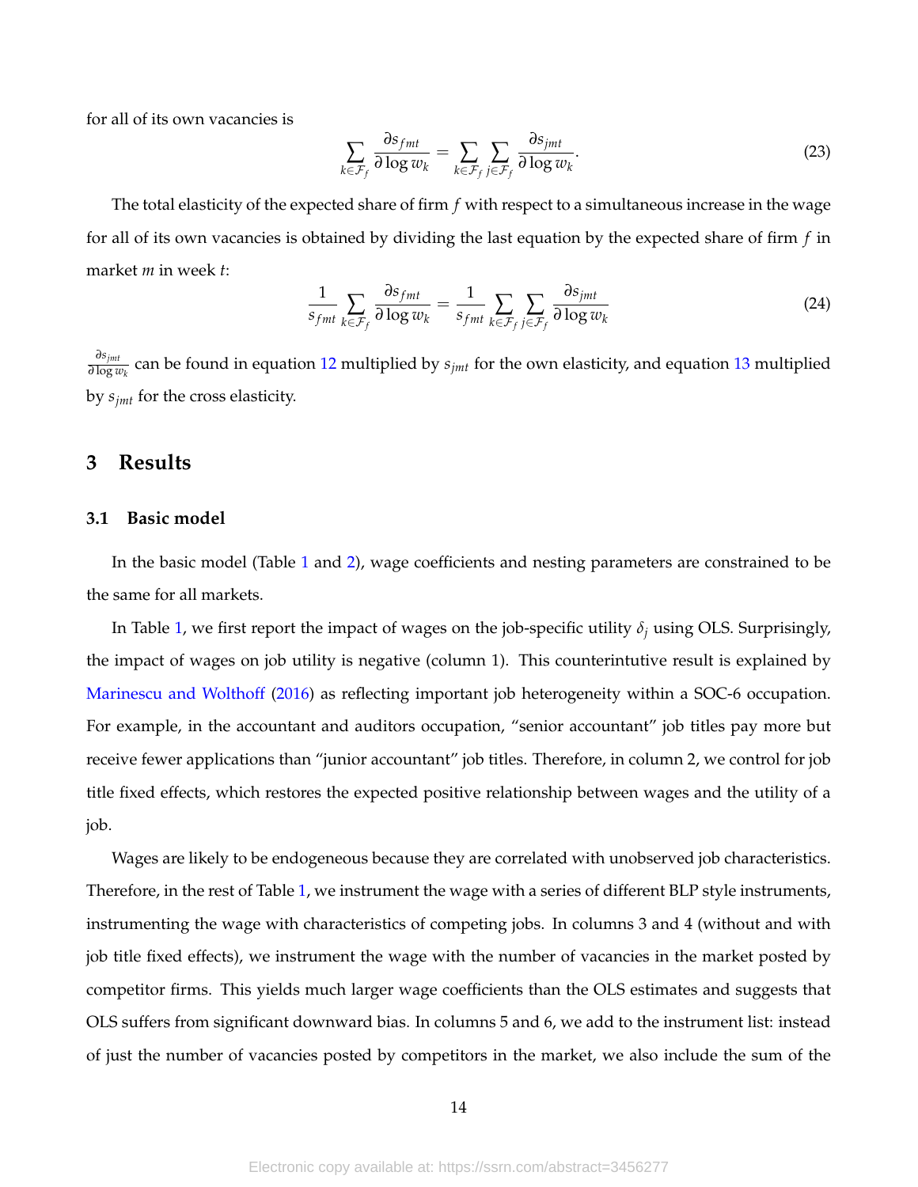for all of its own vacancies is

$$\sum_{k\in\mathcal{F}_f} \frac{\partial s_{fmt}}{\partial \log w_k} = \sum_{k\in\mathcal{F}_f}\sum_{j\in\mathcal{F}_f} \frac{\partial s_{jmt}}{\partial \log w_k}. \tag{23}$$

The total elasticity of the expected share of firm $f$ with respect to a simultaneous increase in the wage for all of its own vacancies is obtained by dividing the last equation by the expected share of firm $f$ in market $m$ in week $t$:

$$\frac{1}{s_{fmt}}\sum_{k\in\mathcal{F}_f} \frac{\partial s_{fmt}}{\partial \log w_k} = \frac{1}{s_{fmt}}\sum_{k\in\mathcal{F}_f}\sum_{j\in\mathcal{F}_f} \frac{\partial s_{jmt}}{\partial \log w_k} \tag{24}$$

$\frac{\partial s_{jmt}}{\partial \log w_k}$ can be found in equation 12 multiplied by $s_{jmt}$ for the own elasticity, and equation 13 multiplied by $s_{jmt}$ for the cross elasticity.

## 3 Results

### 3.1 Basic model

In the basic model (Table 1 and 2), wage coefficients and nesting parameters are constrained to be the same for all markets.

In Table 1, we first report the impact of wages on the job-specific utility $\delta_j$ using OLS. Surprisingly, the impact of wages on job utility is negative (column 1). This counterintuitive result is explained by Marinescu and Wolthoff (2016) as reflecting important job heterogeneity within a SOC-6 occupation. For example, in the accountant and auditors occupation, "senior accountant" job titles pay more but receive fewer applications than "junior accountant" job titles. Therefore, in column 2, we control for job title fixed effects, which restores the expected positive relationship between wages and the utility of a job.

Wages are likely to be endogeneous because they are correlated with unobserved job characteristics. Therefore, in the rest of Table 1, we instrument the wage with a series of different BLP style instruments, instrumenting the wage with characteristics of competing jobs. In columns 3 and 4 (without and with job title fixed effects), we instrument the wage with the number of vacancies in the market posted by competitor firms. This yields much larger wage coefficients than the OLS estimates and suggests that OLS suffers from significant downward bias. In columns 5 and 6, we add to the instrument list: instead of just the number of vacancies posted by competitors in the market, we also include the sum of the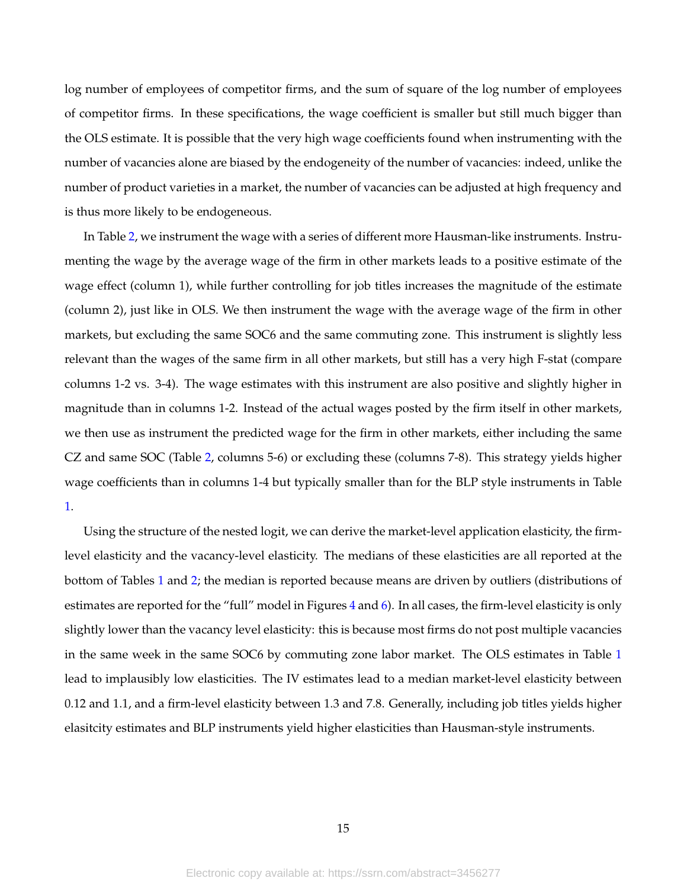log number of employees of competitor firms, and the sum of square of the log number of employees of competitor firms. In these specifications, the wage coefficient is smaller but still much bigger than the OLS estimate. It is possible that the very high wage coefficients found when instrumenting with the number of vacancies alone are biased by the endogeneity of the number of vacancies: indeed, unlike the number of product varieties in a market, the number of vacancies can be adjusted at high frequency and is thus more likely to be endogeneous.

In Table 2, we instrument the wage with a series of different more Hausman-like instruments. Instrumenting the wage by the average wage of the firm in other markets leads to a positive estimate of the wage effect (column 1), while further controlling for job titles increases the magnitude of the estimate (column 2), just like in OLS. We then instrument the wage with the average wage of the firm in other markets, but excluding the same SOC6 and the same commuting zone. This instrument is slightly less relevant than the wages of the same firm in all other markets, but still has a very high F-stat (compare columns 1-2 vs. 3-4). The wage estimates with this instrument are also positive and slightly higher in magnitude than in columns 1-2. Instead of the actual wages posted by the firm itself in other markets, we then use as instrument the predicted wage for the firm in other markets, either including the same CZ and same SOC (Table 2, columns 5-6) or excluding these (columns 7-8). This strategy yields higher wage coefficients than in columns 1-4 but typically smaller than for the BLP style instruments in Table 1.

Using the structure of the nested logit, we can derive the market-level application elasticity, the firm-level elasticity and the vacancy-level elasticity. The medians of these elasticities are all reported at the bottom of Tables 1 and 2; the median is reported because means are driven by outliers (distributions of estimates are reported for the "full" model in Figures 4 and 6). In all cases, the firm-level elasticity is only slightly lower than the vacancy level elasticity: this is because most firms do not post multiple vacancies in the same week in the same SOC6 by commuting zone labor market. The OLS estimates in Table 1 lead to implausibly low elasticities. The IV estimates lead to a median market-level elasticity between 0.12 and 1.1, and a firm-level elasticity between 1.3 and 7.8. Generally, including job titles yields higher elasitcity estimates and BLP instruments yield higher elasticities than Hausman-style instruments.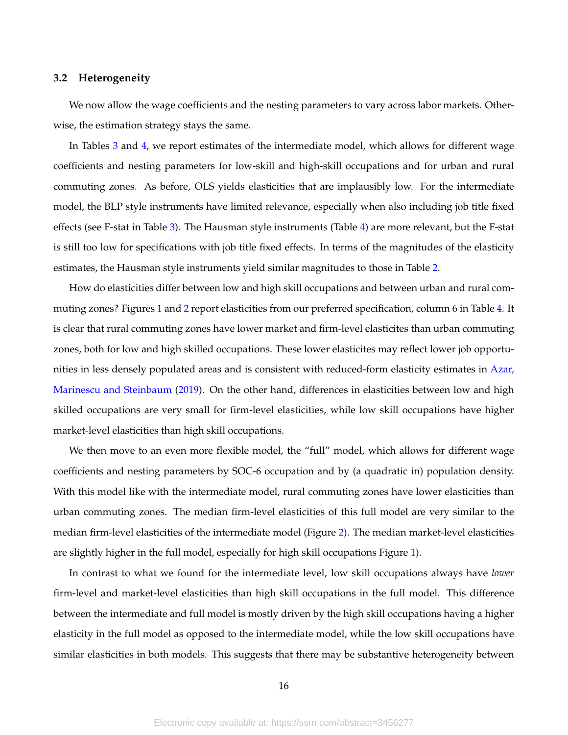### 3.2 Heterogeneity

We now allow the wage coefficients and the nesting parameters to vary across labor markets. Otherwise, the estimation strategy stays the same.

In Tables 3 and 4, we report estimates of the intermediate model, which allows for different wage coefficients and nesting parameters for low-skill and high-skill occupations and for urban and rural commuting zones. As before, OLS yields elasticities that are implausibly low. For the intermediate model, the BLP style instruments have limited relevance, especially when also including job title fixed effects (see F-stat in Table 3). The Hausman style instruments (Table 4) are more relevant, but the F-stat is still too low for specifications with job title fixed effects. In terms of the magnitudes of the elasticity estimates, the Hausman style instruments yield similar magnitudes to those in Table 2.

How do elasticities differ between low and high skill occupations and between urban and rural commuting zones? Figures 1 and 2 report elasticities from our preferred specification, column 6 in Table 4. It is clear that rural commuting zones have lower market and firm-level elasticites than urban commuting zones, both for low and high skilled occupations. These lower elasticites may reflect lower job opportunities in less densely populated areas and is consistent with reduced-form elasticity estimates in Azar, Marinescu and Steinbaum (2019). On the other hand, differences in elasticities between low and high skilled occupations are very small for firm-level elasticities, while low skill occupations have higher market-level elasticities than high skill occupations.

We then move to an even more flexible model, the "full" model, which allows for different wage coefficients and nesting parameters by SOC-6 occupation and by (a quadratic in) population density. With this model like with the intermediate model, rural commuting zones have lower elasticities than urban commuting zones. The median firm-level elasticities of this full model are very similar to the median firm-level elasticities of the intermediate model (Figure 2). The median market-level elasticities are slightly higher in the full model, especially for high skill occupations Figure 1).

In contrast to what we found for the intermediate level, low skill occupations always have *lower* firm-level and market-level elasticities than high skill occupations in the full model. This difference between the intermediate and full model is mostly driven by the high skill occupations having a higher elasticity in the full model as opposed to the intermediate model, while the low skill occupations have similar elasticities in both models. This suggests that there may be substantive heterogeneity between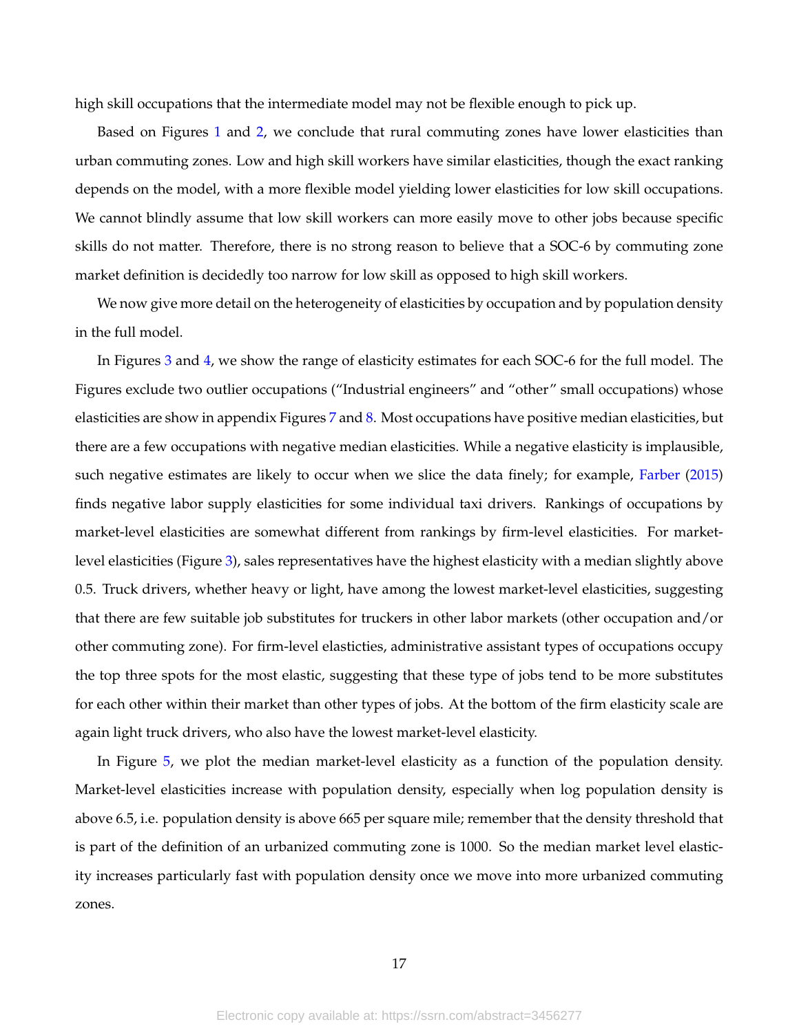high skill occupations that the intermediate model may not be flexible enough to pick up.

Based on Figures 1 and 2, we conclude that rural commuting zones have lower elasticities than urban commuting zones. Low and high skill workers have similar elasticities, though the exact ranking depends on the model, with a more flexible model yielding lower elasticities for low skill occupations. We cannot blindly assume that low skill workers can more easily move to other jobs because specific skills do not matter. Therefore, there is no strong reason to believe that a SOC-6 by commuting zone market definition is decidedly too narrow for low skill as opposed to high skill workers.

We now give more detail on the heterogeneity of elasticities by occupation and by population density in the full model.

In Figures 3 and 4, we show the range of elasticity estimates for each SOC-6 for the full model. The Figures exclude two outlier occupations ("Industrial engineers" and "other" small occupations) whose elasticities are show in appendix Figures 7 and 8. Most occupations have positive median elasticities, but there are a few occupations with negative median elasticities. While a negative elasticity is implausible, such negative estimates are likely to occur when we slice the data finely; for example, Farber (2015) finds negative labor supply elasticities for some individual taxi drivers. Rankings of occupations by market-level elasticities are somewhat different from rankings by firm-level elasticities. For market-level elasticities (Figure 3), sales representatives have the highest elasticity with a median slightly above 0.5. Truck drivers, whether heavy or light, have among the lowest market-level elasticities, suggesting that there are few suitable job substitutes for truckers in other labor markets (other occupation and/or other commuting zone). For firm-level elasticties, administrative assistant types of occupations occupy the top three spots for the most elastic, suggesting that these type of jobs tend to be more substitutes for each other within their market than other types of jobs. At the bottom of the firm elasticity scale are again light truck drivers, who also have the lowest market-level elasticity.

In Figure 5, we plot the median market-level elasticity as a function of the population density. Market-level elasticities increase with population density, especially when log population density is above 6.5, i.e. population density is above 665 per square mile; remember that the density threshold that is part of the definition of an urbanized commuting zone is 1000. So the median market level elasticity increases particularly fast with population density once we move into more urbanized commuting zones.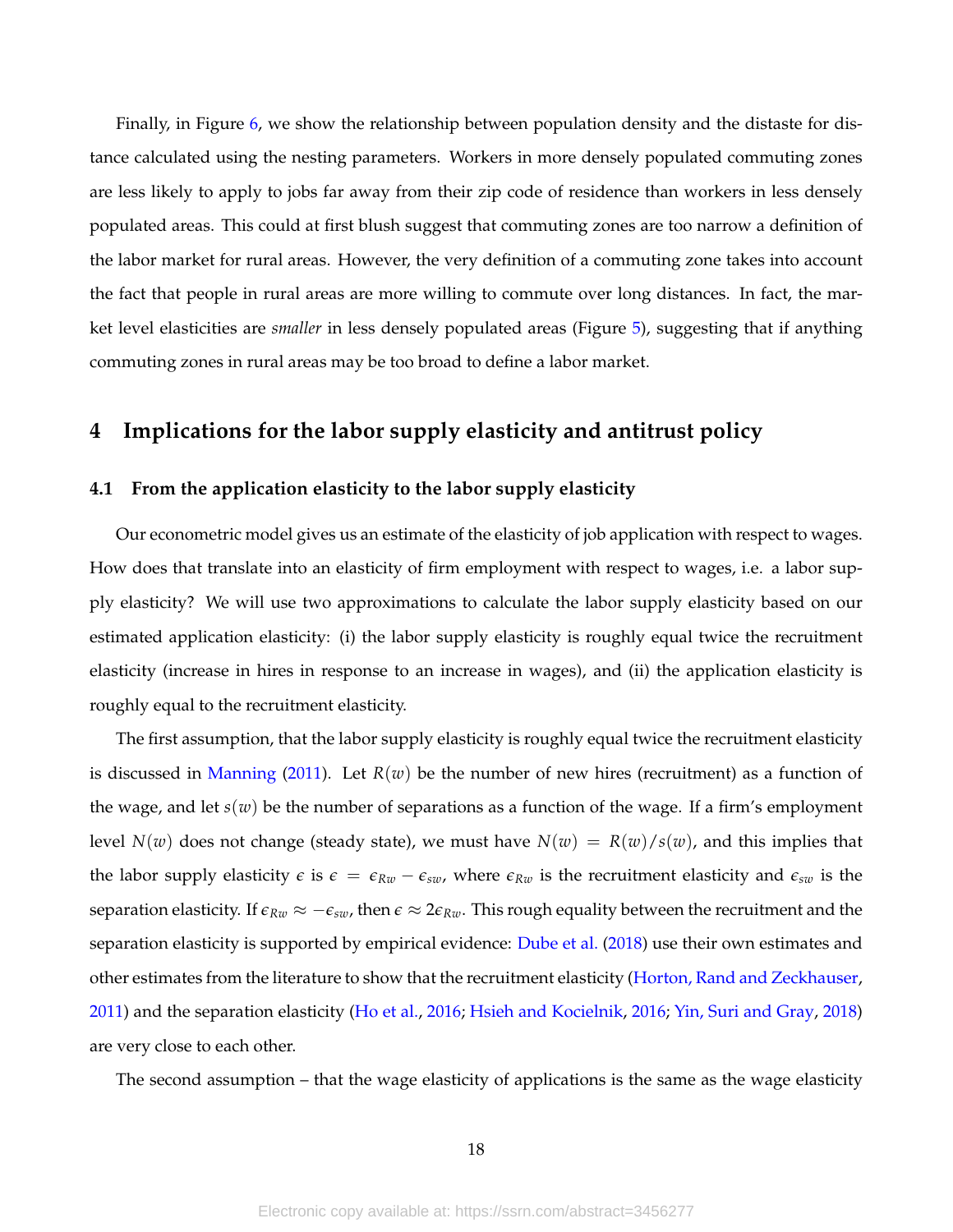Finally, in Figure 6, we show the relationship between population density and the distaste for distance calculated using the nesting parameters. Workers in more densely populated commuting zones are less likely to apply to jobs far away from their zip code of residence than workers in less densely populated areas. This could at first blush suggest that commuting zones are too narrow a definition of the labor market for rural areas. However, the very definition of a commuting zone takes into account the fact that people in rural areas are more willing to commute over long distances. In fact, the market level elasticities are *smaller* in less densely populated areas (Figure 5), suggesting that if anything commuting zones in rural areas may be too broad to define a labor market.

## 4 Implications for the labor supply elasticity and antitrust policy

### 4.1 From the application elasticity to the labor supply elasticity

Our econometric model gives us an estimate of the elasticity of job application with respect to wages. How does that translate into an elasticity of firm employment with respect to wages, i.e. a labor supply elasticity? We will use two approximations to calculate the labor supply elasticity based on our estimated application elasticity: (i) the labor supply elasticity is roughly equal twice the recruitment elasticity (increase in hires in response to an increase in wages), and (ii) the application elasticity is roughly equal to the recruitment elasticity.

The first assumption, that the labor supply elasticity is roughly equal twice the recruitment elasticity is discussed in Manning (2011). Let $R(w)$ be the number of new hires (recruitment) as a function of the wage, and let $s(w)$ be the number of separations as a function of the wage. If a firm's employment level $N(w)$ does not change (steady state), we must have $N(w) = R(w)/s(w)$, and this implies that the labor supply elasticity $\epsilon$ is $\epsilon = \epsilon_{Rw} - \epsilon_{sw}$, where $\epsilon_{Rw}$ is the recruitment elasticity and $\epsilon_{sw}$ is the separation elasticity. If $\epsilon_{Rw} \approx -\epsilon_{sw}$, then $\epsilon \approx 2\epsilon_{Rw}$. This rough equality between the recruitment and the separation elasticity is supported by empirical evidence: Dube et al. (2018) use their own estimates and other estimates from the literature to show that the recruitment elasticity (Horton, Rand and Zeckhauser, 2011) and the separation elasticity (Ho et al., 2016; Hsieh and Kocielnik, 2016; Yin, Suri and Gray, 2018) are very close to each other.

The second assumption – that the wage elasticity of applications is the same as the wage elasticity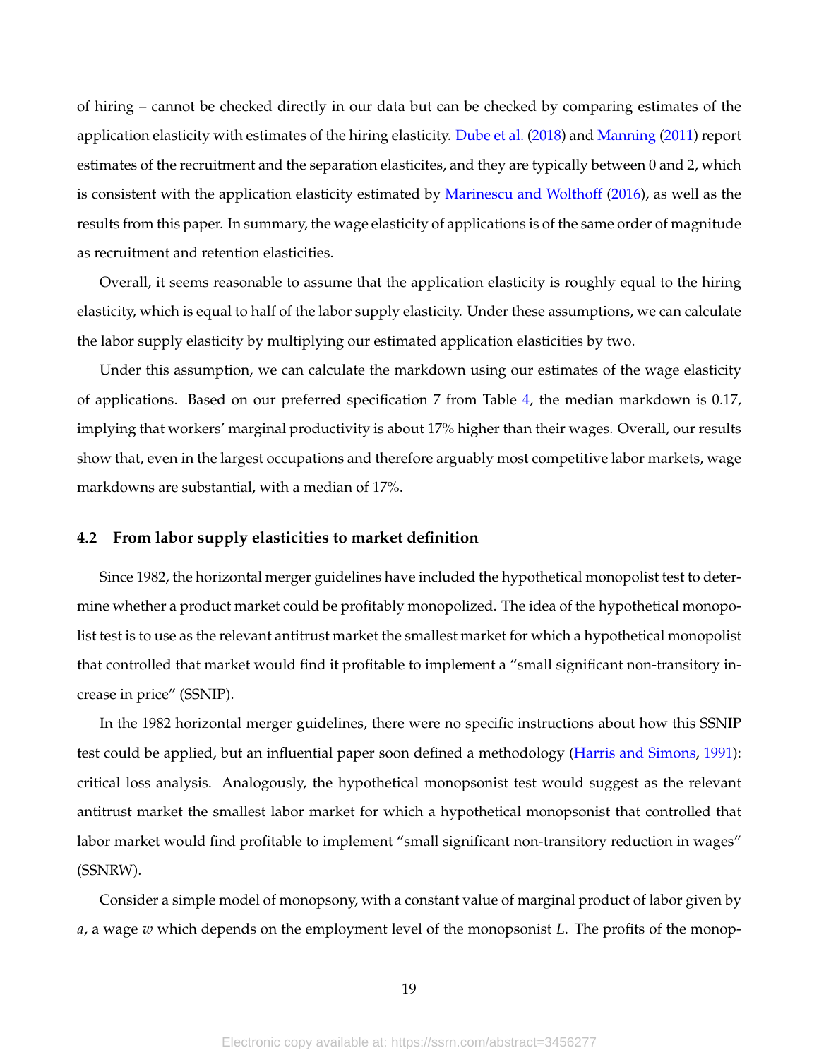of hiring – cannot be checked directly in our data but can be checked by comparing estimates of the application elasticity with estimates of the hiring elasticity. Dube et al. (2018) and Manning (2011) report estimates of the recruitment and the separation elasticites, and they are typically between 0 and 2, which is consistent with the application elasticity estimated by Marinescu and Wolthoff (2016), as well as the results from this paper. In summary, the wage elasticity of applications is of the same order of magnitude as recruitment and retention elasticities.

Overall, it seems reasonable to assume that the application elasticity is roughly equal to the hiring elasticity, which is equal to half of the labor supply elasticity. Under these assumptions, we can calculate the labor supply elasticity by multiplying our estimated application elasticities by two.

Under this assumption, we can calculate the markdown using our estimates of the wage elasticity of applications. Based on our preferred specification 7 from Table 4, the median markdown is 0.17, implying that workers' marginal productivity is about 17% higher than their wages. Overall, our results show that, even in the largest occupations and therefore arguably most competitive labor markets, wage markdowns are substantial, with a median of 17%.

### 4.2 From labor supply elasticities to market definition

Since 1982, the horizontal merger guidelines have included the hypothetical monopolist test to determine whether a product market could be profitably monopolized. The idea of the hypothetical monopolist test is to use as the relevant antitrust market the smallest market for which a hypothetical monopolist that controlled that market would find it profitable to implement a "small significant non-transitory increase in price" (SSNIP).

In the 1982 horizontal merger guidelines, there were no specific instructions about how this SSNIP test could be applied, but an influential paper soon defined a methodology (Harris and Simons, 1991): critical loss analysis. Analogously, the hypothetical monopsonist test would suggest as the relevant antitrust market the smallest labor market for which a hypothetical monopsonist that controlled that labor market would find profitable to implement "small significant non-transitory reduction in wages" (SSNRW).

Consider a simple model of monopsony, with a constant value of marginal product of labor given by $a$, a wage $w$ which depends on the employment level of the monopsonist $L$. The profits of the monop-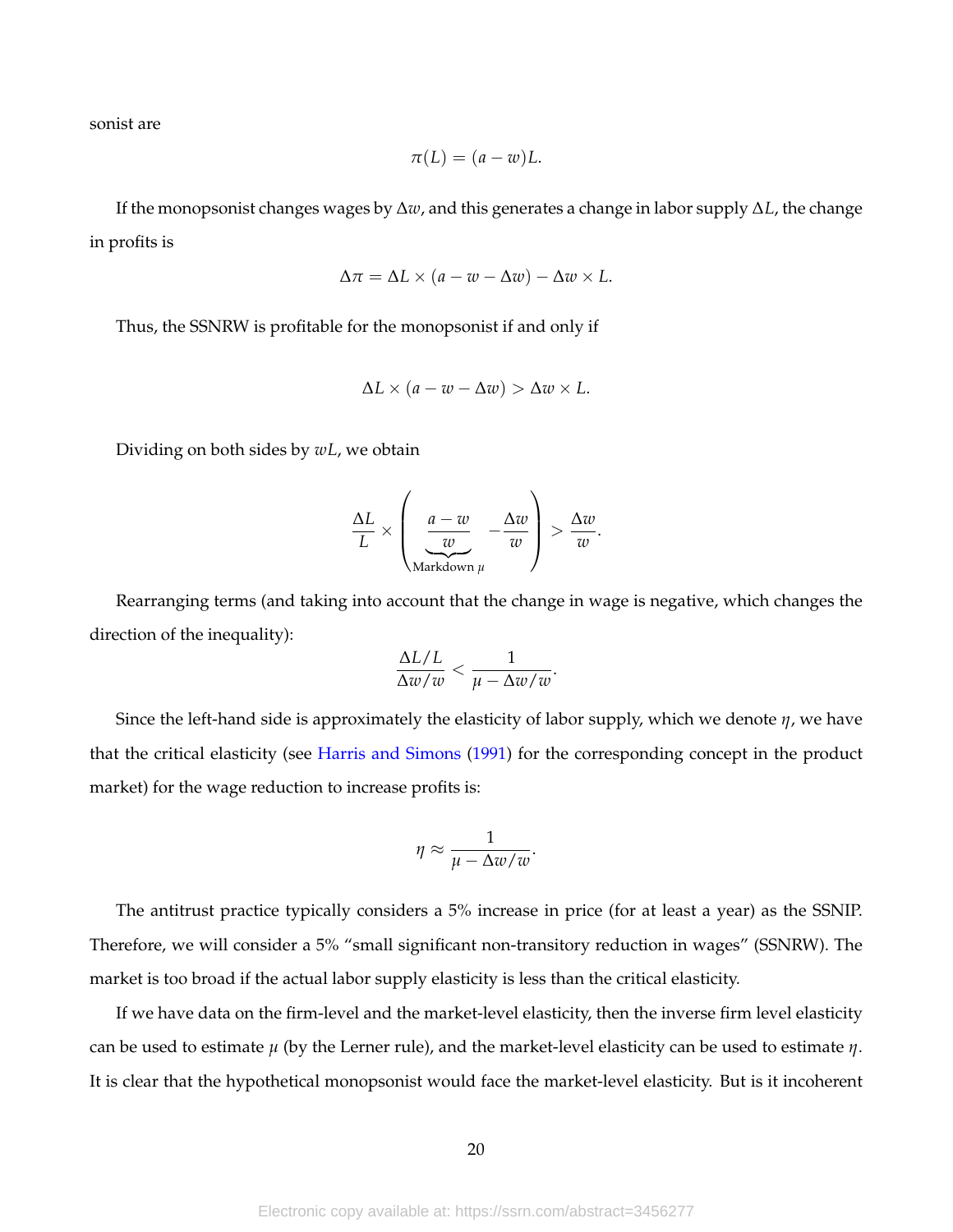sonist are

$$\pi(L) = (a - w)L.$$

If the monopsonist changes wages by $\Delta w$, and this generates a change in labor supply $\Delta L$, the change in profits is

$$\Delta \pi = \Delta L \times (a - w - \Delta w) - \Delta w \times L.$$

Thus, the SSNRW is profitable for the monopsonist if and only if

$$\Delta L \times (a - w - \Delta w) > \Delta w \times L.$$

Dividing on both sides by $wL$, we obtain

$$\frac{\Delta L}{L} \times \left( \underbrace{\frac{a - w}{w}}_{\text{Markdown } \mu} - \frac{\Delta w}{w} \right) > \frac{\Delta w}{w}.$$

Rearranging terms (and taking into account that the change in wage is negative, which changes the direction of the inequality):

$$\frac{\Delta L / L}{\Delta w / w} < \frac{1}{\mu - \Delta w / w}.$$

Since the left-hand side is approximately the elasticity of labor supply, which we denote $\eta$, we have that the critical elasticity (see Harris and Simons (1991) for the corresponding concept in the product market) for the wage reduction to increase profits is:

$$\eta \approx \frac{1}{\mu - \Delta w / w}.$$

The antitrust practice typically considers a 5% increase in price (for at least a year) as the SSNIP. Therefore, we will consider a 5% "small significant non-transitory reduction in wages" (SSNRW). The market is too broad if the actual labor supply elasticity is less than the critical elasticity.

If we have data on the firm-level and the market-level elasticity, then the inverse firm level elasticity can be used to estimate $\mu$ (by the Lerner rule), and the market-level elasticity can be used to estimate $\eta$. It is clear that the hypothetical monopsonist would face the market-level elasticity. But is it incoherent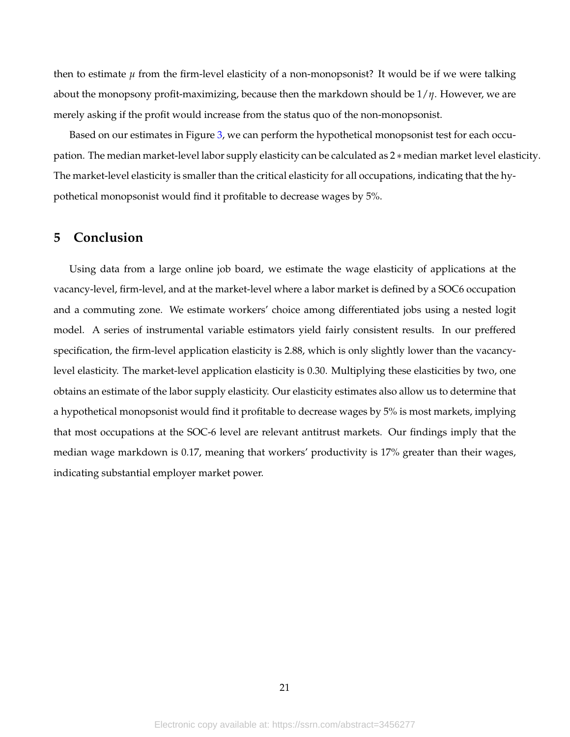then to estimate $\mu$ from the firm-level elasticity of a non-monopsonist? It would be if we were talking about the monopsony profit-maximizing, because then the markdown should be $1/\eta$. However, we are merely asking if the profit would increase from the status quo of the non-monopsonist.

Based on our estimates in Figure 3, we can perform the hypothetical monopsonist test for each occupation. The median market-level labor supply elasticity can be calculated as $2 *$ median market level elasticity. The market-level elasticity is smaller than the critical elasticity for all occupations, indicating that the hypothetical monopsonist would find it profitable to decrease wages by 5%.

## 5 Conclusion

Using data from a large online job board, we estimate the wage elasticity of applications at the vacancy-level, firm-level, and at the market-level where a labor market is defined by a SOC6 occupation and a commuting zone. We estimate workers' choice among differentiated jobs using a nested logit model. A series of instrumental variable estimators yield fairly consistent results. In our preffered specification, the firm-level application elasticity is 2.88, which is only slightly lower than the vacancy-level elasticity. The market-level application elasticity is 0.30. Multiplying these elasticities by two, one obtains an estimate of the labor supply elasticity. Our elasticity estimates also allow us to determine that a hypothetical monopsonist would find it profitable to decrease wages by 5% is most markets, implying that most occupations at the SOC-6 level are relevant antitrust markets. Our findings imply that the median wage markdown is 0.17, meaning that workers' productivity is 17% greater than their wages, indicating substantial employer market power.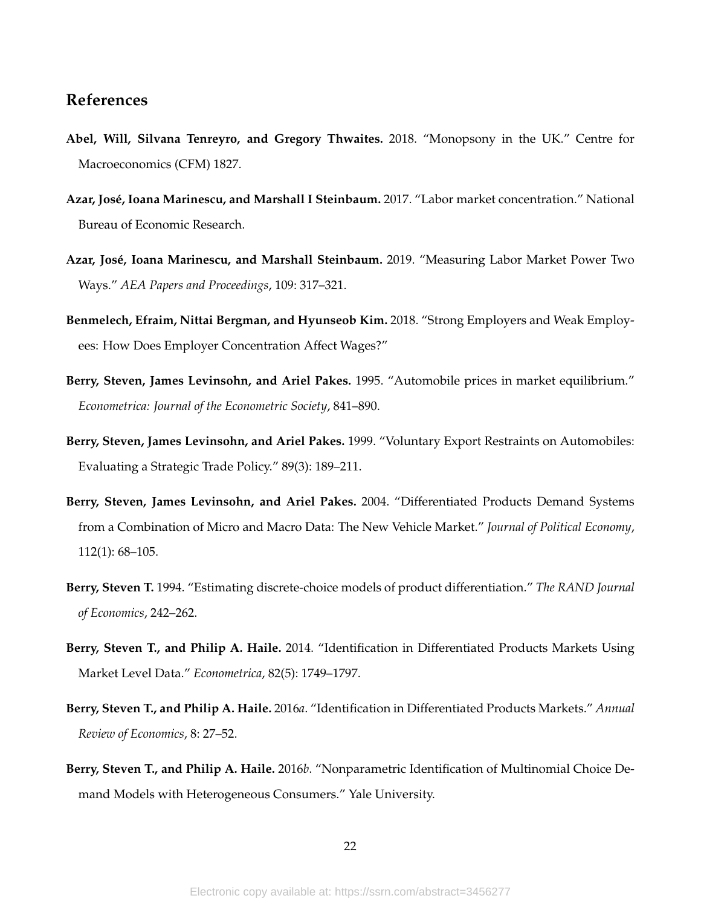## References

**Abel, Will, Silvana Tenreyro, and Gregory Thwaites.** 2018. "Monopsony in the UK." Centre for Macroeconomics (CFM) 1827.

**Azar, José, Ioana Marinescu, and Marshall I Steinbaum.** 2017. "Labor market concentration." National Bureau of Economic Research.

**Azar, José, Ioana Marinescu, and Marshall Steinbaum.** 2019. "Measuring Labor Market Power Two Ways." *AEA Papers and Proceedings*, 109: 317–321.

**Benmelech, Efraim, Nittai Bergman, and Hyunseob Kim.** 2018. "Strong Employers and Weak Employees: How Does Employer Concentration Affect Wages?"

**Berry, Steven, James Levinsohn, and Ariel Pakes.** 1995. "Automobile prices in market equilibrium." *Econometrica: Journal of the Econometric Society*, 841–890.

**Berry, Steven, James Levinsohn, and Ariel Pakes.** 1999. "Voluntary Export Restraints on Automobiles: Evaluating a Strategic Trade Policy." 89(3): 189–211.

**Berry, Steven, James Levinsohn, and Ariel Pakes.** 2004. "Differentiated Products Demand Systems from a Combination of Micro and Macro Data: The New Vehicle Market." *Journal of Political Economy*, 112(1): 68–105.

**Berry, Steven T.** 1994. "Estimating discrete-choice models of product differentiation." *The RAND Journal of Economics*, 242–262.

**Berry, Steven T., and Philip A. Haile.** 2014. "Identification in Differentiated Products Markets Using Market Level Data." *Econometrica*, 82(5): 1749–1797.

**Berry, Steven T., and Philip A. Haile.** 2016*a*. "Identification in Differentiated Products Markets." *Annual Review of Economics*, 8: 27–52.

**Berry, Steven T., and Philip A. Haile.** 2016*b*. "Nonparametric Identification of Multinomial Choice Demand Models with Heterogeneous Consumers." Yale University.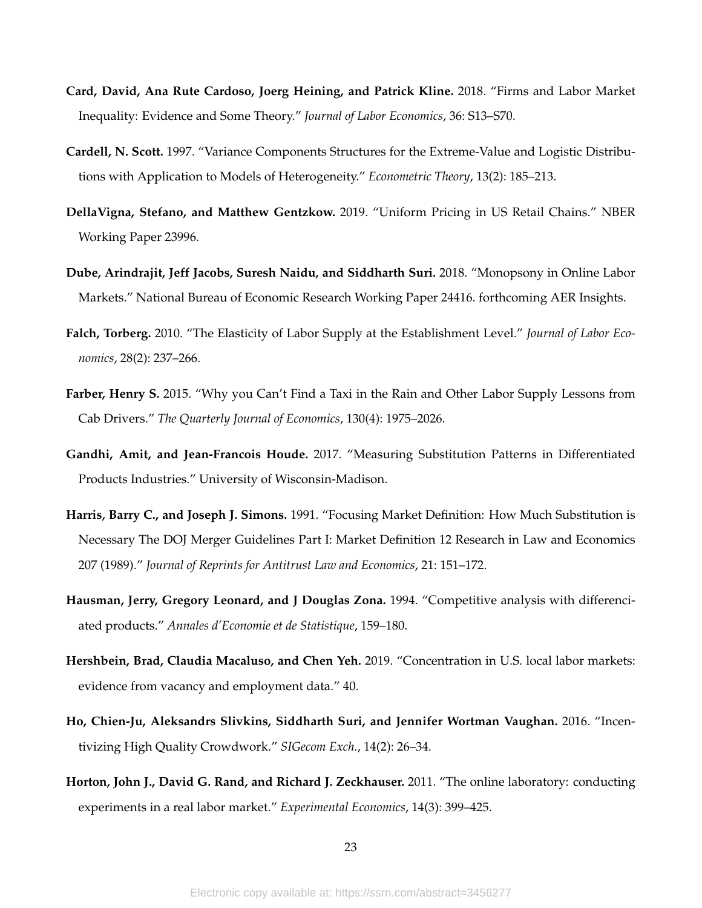**Card, David, Ana Rute Cardoso, Joerg Heining, and Patrick Kline.** 2018. "Firms and Labor Market Inequality: Evidence and Some Theory." *Journal of Labor Economics*, 36: S13–S70.

**Cardell, N. Scott.** 1997. "Variance Components Structures for the Extreme-Value and Logistic Distributions with Application to Models of Heterogeneity." *Econometric Theory*, 13(2): 185–213.

**DellaVigna, Stefano, and Matthew Gentzkow.** 2019. "Uniform Pricing in US Retail Chains." NBER Working Paper 23996.

**Dube, Arindrajit, Jeff Jacobs, Suresh Naidu, and Siddharth Suri.** 2018. "Monopsony in Online Labor Markets." National Bureau of Economic Research Working Paper 24416. forthcoming AER Insights.

**Falch, Torberg.** 2010. "The Elasticity of Labor Supply at the Establishment Level." *Journal of Labor Economics*, 28(2): 237–266.

**Farber, Henry S.** 2015. "Why you Can't Find a Taxi in the Rain and Other Labor Supply Lessons from Cab Drivers." *The Quarterly Journal of Economics*, 130(4): 1975–2026.

**Gandhi, Amit, and Jean-Francois Houde.** 2017. "Measuring Substitution Patterns in Differentiated Products Industries." University of Wisconsin-Madison.

**Harris, Barry C., and Joseph J. Simons.** 1991. "Focusing Market Definition: How Much Substitution is Necessary The DOJ Merger Guidelines Part I: Market Definition 12 Research in Law and Economics 207 (1989)." *Journal of Reprints for Antitrust Law and Economics*, 21: 151–172.

**Hausman, Jerry, Gregory Leonard, and J Douglas Zona.** 1994. "Competitive analysis with differenciated products." *Annales d'Economie et de Statistique*, 159–180.

**Hershbein, Brad, Claudia Macaluso, and Chen Yeh.** 2019. "Concentration in U.S. local labor markets: evidence from vacancy and employment data." 40.

**Ho, Chien-Ju, Aleksandrs Slivkins, Siddharth Suri, and Jennifer Wortman Vaughan.** 2016. "Incentivizing High Quality Crowdwork." *SIGecom Exch.*, 14(2): 26–34.

**Horton, John J., David G. Rand, and Richard J. Zeckhauser.** 2011. "The online laboratory: conducting experiments in a real labor market." *Experimental Economics*, 14(3): 399–425.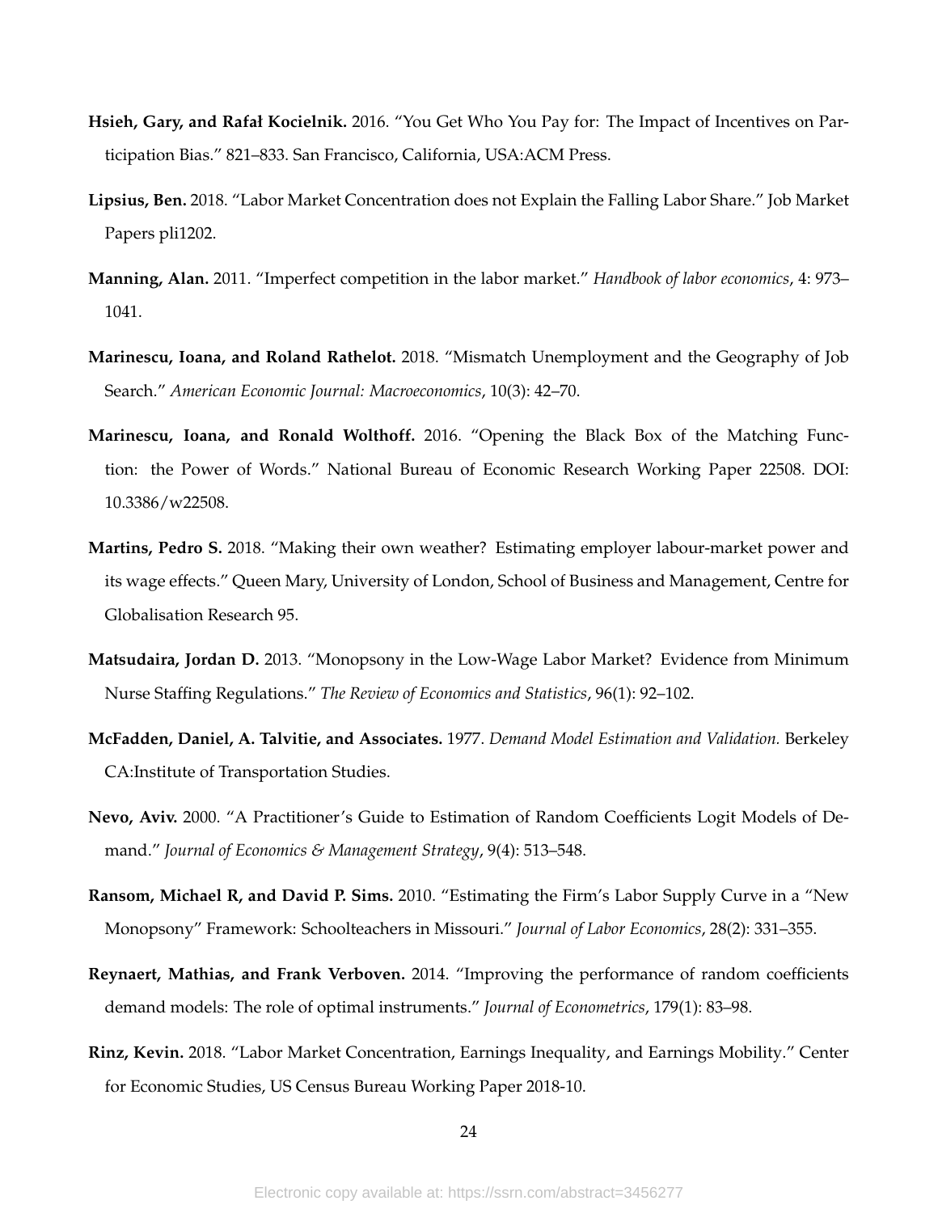**Hsieh, Gary, and Rafał Kocielnik.** 2016. "You Get Who You Pay for: The Impact of Incentives on Participation Bias." 821–833. San Francisco, California, USA:ACM Press.

**Lipsius, Ben.** 2018. "Labor Market Concentration does not Explain the Falling Labor Share." Job Market Papers pli1202.

**Manning, Alan.** 2011. "Imperfect competition in the labor market." *Handbook of labor economics*, 4: 973–1041.

**Marinescu, Ioana, and Roland Rathelot.** 2018. "Mismatch Unemployment and the Geography of Job Search." *American Economic Journal: Macroeconomics*, 10(3): 42–70.

**Marinescu, Ioana, and Ronald Wolthoff.** 2016. "Opening the Black Box of the Matching Function: the Power of Words." National Bureau of Economic Research Working Paper 22508. DOI: 10.3386/w22508.

**Martins, Pedro S.** 2018. "Making their own weather? Estimating employer labour-market power and its wage effects." Queen Mary, University of London, School of Business and Management, Centre for Globalisation Research 95.

**Matsudaira, Jordan D.** 2013. "Monopsony in the Low-Wage Labor Market? Evidence from Minimum Nurse Staffing Regulations." *The Review of Economics and Statistics*, 96(1): 92–102.

**McFadden, Daniel, A. Talvitie, and Associates.** 1977. *Demand Model Estimation and Validation.* Berkeley CA:Institute of Transportation Studies.

**Nevo, Aviv.** 2000. "A Practitioner's Guide to Estimation of Random Coefficients Logit Models of Demand." *Journal of Economics & Management Strategy*, 9(4): 513–548.

**Ransom, Michael R, and David P. Sims.** 2010. "Estimating the Firm's Labor Supply Curve in a "New Monopsony" Framework: Schoolteachers in Missouri." *Journal of Labor Economics*, 28(2): 331–355.

**Reynaert, Mathias, and Frank Verboven.** 2014. "Improving the performance of random coefficients demand models: The role of optimal instruments." *Journal of Econometrics*, 179(1): 83–98.

**Rinz, Kevin.** 2018. "Labor Market Concentration, Earnings Inequality, and Earnings Mobility." Center for Economic Studies, US Census Bureau Working Paper 2018-10.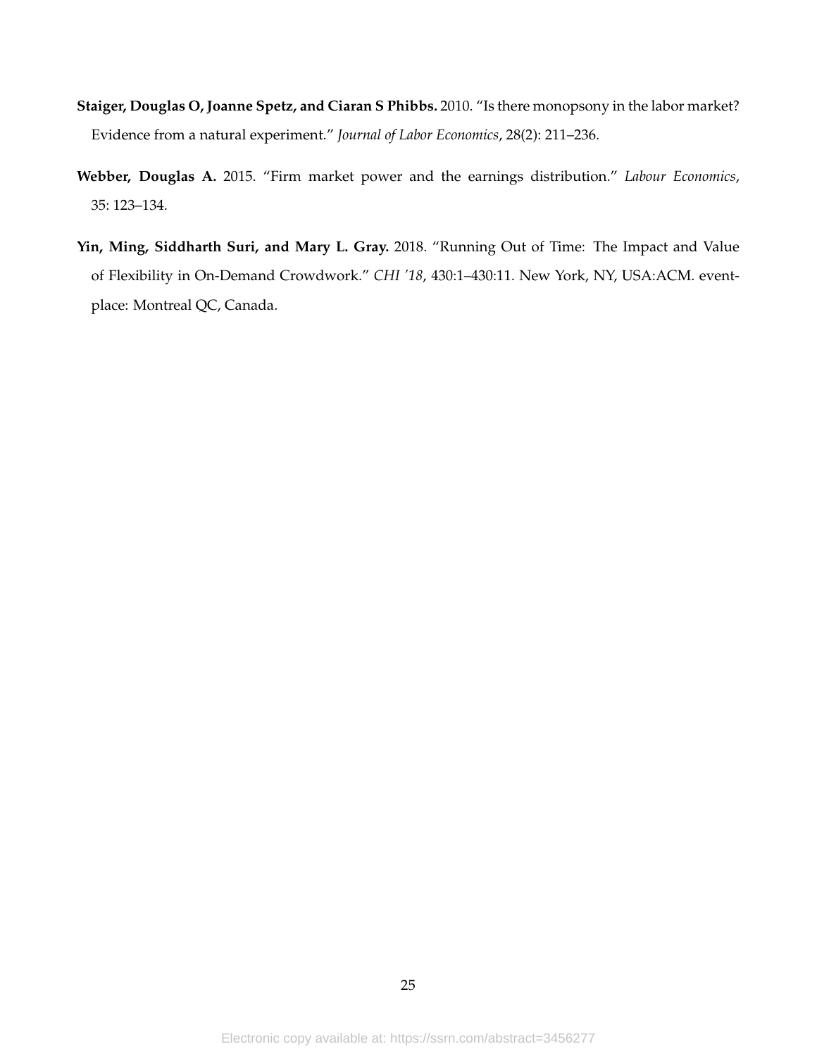**Staiger, Douglas O, Joanne Spetz, and Ciaran S Phibbs.** 2010. "Is there monopsony in the labor market? Evidence from a natural experiment." *Journal of Labor Economics*, 28(2): 211–236.

**Webber, Douglas A.** 2015. "Firm market power and the earnings distribution." *Labour Economics*, 35: 123–134.

**Yin, Ming, Siddharth Suri, and Mary L. Gray.** 2018. "Running Out of Time: The Impact and Value of Flexibility in On-Demand Crowdwork." *CHI '18*, 430:1–430:11. New York, NY, USA:ACM. event-place: Montreal QC, Canada.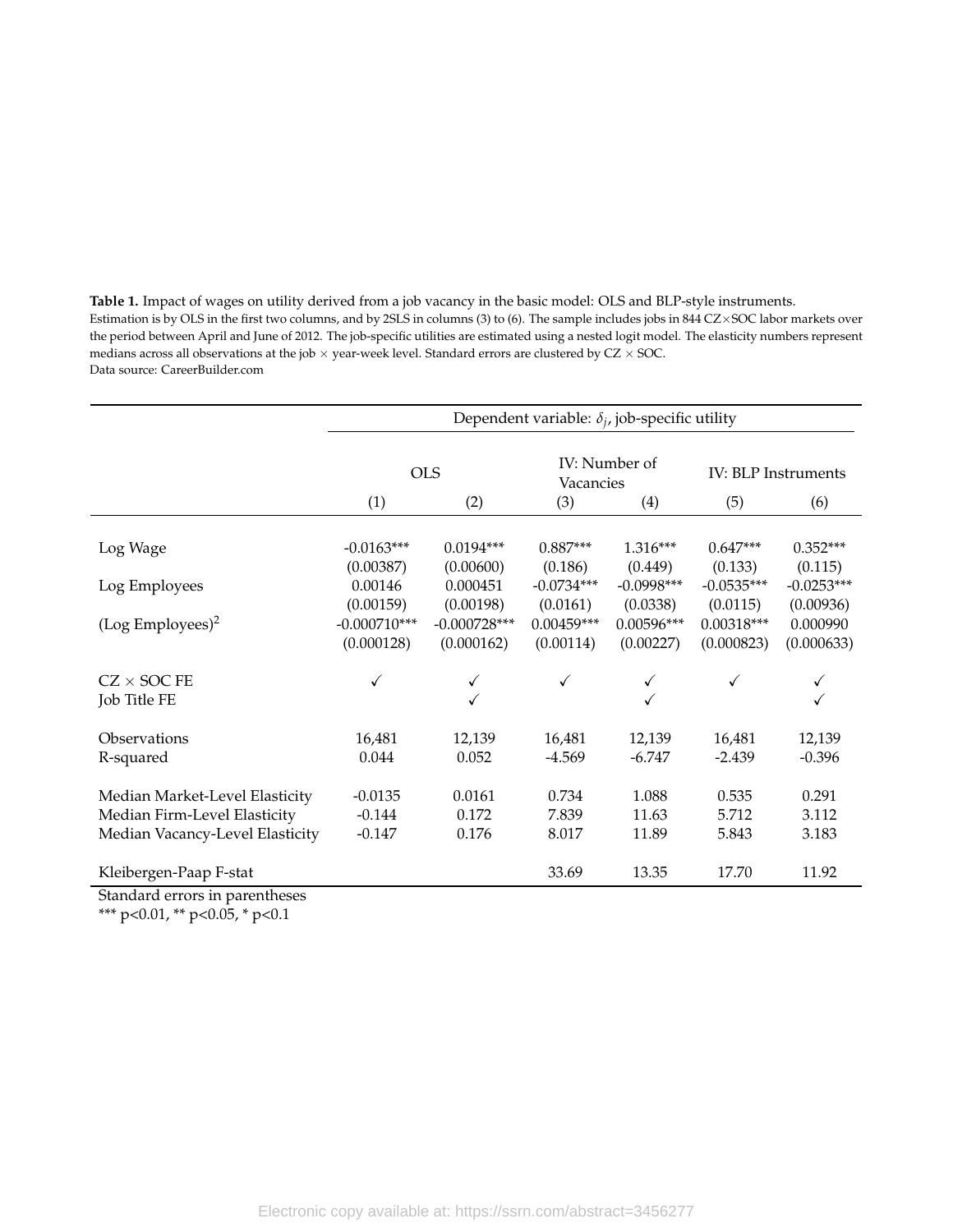**Table 1.** Impact of wages on utility derived from a job vacancy in the basic model: OLS and BLP-style instruments.
Estimation is by OLS in the first two columns, and by 2SLS in columns (3) to (6). The sample includes jobs in 844 CZ×SOC labor markets over the period between April and June of 2012. The job-specific utilities are estimated using a nested logit model. The elasticity numbers represent medians across all observations at the job × year-week level. Standard errors are clustered by CZ × SOC.
Data source: CareerBuilder.com

| | Dependent variable: $\delta_j$, job-specific utility | | | | | |
|---|---|---|---|---|---|---|
| | OLS | | IV: Number of Vacancies | | IV: BLP Instruments | |
| | (1) | (2) | (3) | (4) | (5) | (6) |
| Log Wage | -0.0163*** | 0.0194*** | 0.887*** | 1.316*** | 0.647*** | 0.352*** |
| | (0.00387) | (0.00600) | (0.186) | (0.449) | (0.133) | (0.115) |
| Log Employees | 0.00146 | 0.000451 | -0.0734*** | -0.0998*** | -0.0535*** | -0.0253*** |
| | (0.00159) | (0.00198) | (0.0161) | (0.0338) | (0.0115) | (0.00936) |
| (Log Employees)$^2$ | -0.000710*** | -0.000728*** | 0.00459*** | 0.00596*** | 0.00318*** | 0.000990 |
| | (0.000128) | (0.000162) | (0.00114) | (0.00227) | (0.000823) | (0.000633) |
| CZ × SOC FE | ✓ | ✓ | ✓ | ✓ | ✓ | ✓ |
| Job Title FE | | ✓ | | ✓ | | ✓ |
| Observations | 16,481 | 12,139 | 16,481 | 12,139 | 16,481 | 12,139 |
| R-squared | 0.044 | 0.052 | -4.569 | -6.747 | -2.439 | -0.396 |
| Median Market-Level Elasticity | -0.0135 | 0.0161 | 0.734 | 1.088 | 0.535 | 0.291 |
| Median Firm-Level Elasticity | -0.144 | 0.172 | 7.839 | 11.63 | 5.712 | 3.112 |
| Median Vacancy-Level Elasticity | -0.147 | 0.176 | 8.017 | 11.89 | 5.843 | 3.183 |
| Kleibergen-Paap F-stat | | | 33.69 | 13.35 | 17.70 | 11.92 |

Standard errors in parentheses
*** p<0.01, ** p<0.05, * p<0.1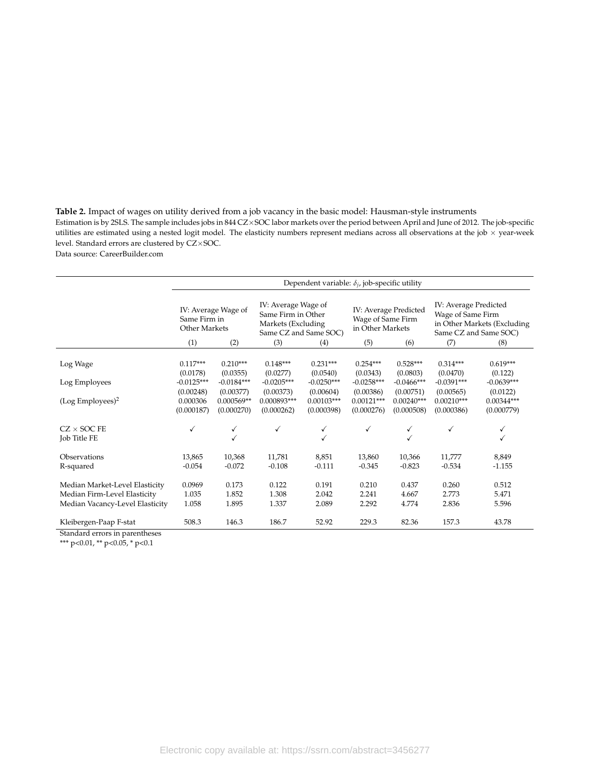**Table 2.** Impact of wages on utility derived from a job vacancy in the basic model: Hausman-style instruments

Estimation is by 2SLS. The sample includes jobs in 844 CZ×SOC labor markets over the period between April and June of 2012. The job-specific utilities are estimated using a nested logit model. The elasticity numbers represent medians across all observations at the job × year-week level. Standard errors are clustered by CZ×SOC.

Data source: CareerBuilder.com

| | Dependent variable: $\delta_j$, job-specific utility | | | | | | | |
|---|---|---|---|---|---|---|---|---|
| | IV: Average Wage of Same Firm in Other Markets | | IV: Average Wage of Same Firm in Other Markets (Excluding Same CZ and Same SOC) | | IV: Average Predicted Wage of Same Firm in Other Markets | | IV: Average Predicted Wage of Same Firm in Other Markets (Excluding Same CZ and Same SOC) | |
| | (1) | (2) | (3) | (4) | (5) | (6) | (7) | (8) |
| Log Wage | 0.117*** | 0.210*** | 0.148*** | 0.231*** | 0.254*** | 0.528*** | 0.314*** | 0.619*** |
| | (0.0178) | (0.0355) | (0.0277) | (0.0540) | (0.0343) | (0.0803) | (0.0470) | (0.122) |
| Log Employees | -0.0125*** | -0.0184*** | -0.0205*** | -0.0250*** | -0.0258*** | -0.0466*** | -0.0391*** | -0.0639*** |
| | (0.00248) | (0.00377) | (0.00373) | (0.00604) | (0.00386) | (0.00751) | (0.00565) | (0.0122) |
| (Log Employees)$^2$ | 0.000306 | 0.000569** | 0.000893*** | 0.00103*** | 0.00121*** | 0.00240*** | 0.00210*** | 0.00344*** |
| | (0.000187) | (0.000270) | (0.000262) | (0.000398) | (0.000276) | (0.000508) | (0.000386) | (0.000779) |
| CZ × SOC FE | ✓ | ✓ | ✓ | ✓ | ✓ | ✓ | ✓ | ✓ |
| Job Title FE | | ✓ | | ✓ | | ✓ | | ✓ |
| Observations | 13,865 | 10,368 | 11,781 | 8,851 | 13,860 | 10,366 | 11,777 | 8,849 |
| R-squared | -0.054 | -0.072 | -0.108 | -0.111 | -0.345 | -0.823 | -0.534 | -1.155 |
| Median Market-Level Elasticity | 0.0969 | 0.173 | 0.122 | 0.191 | 0.210 | 0.437 | 0.260 | 0.512 |
| Median Firm-Level Elasticity | 1.035 | 1.852 | 1.308 | 2.042 | 2.241 | 4.667 | 2.773 | 5.471 |
| Median Vacancy-Level Elasticity | 1.058 | 1.895 | 1.337 | 2.089 | 2.292 | 4.774 | 2.836 | 5.596 |
| Kleibergen-Paap F-stat | 508.3 | 146.3 | 186.7 | 52.92 | 229.3 | 82.36 | 157.3 | 43.78 |

Standard errors in parentheses

*** p<0.01, ** p<0.05, * p<0.1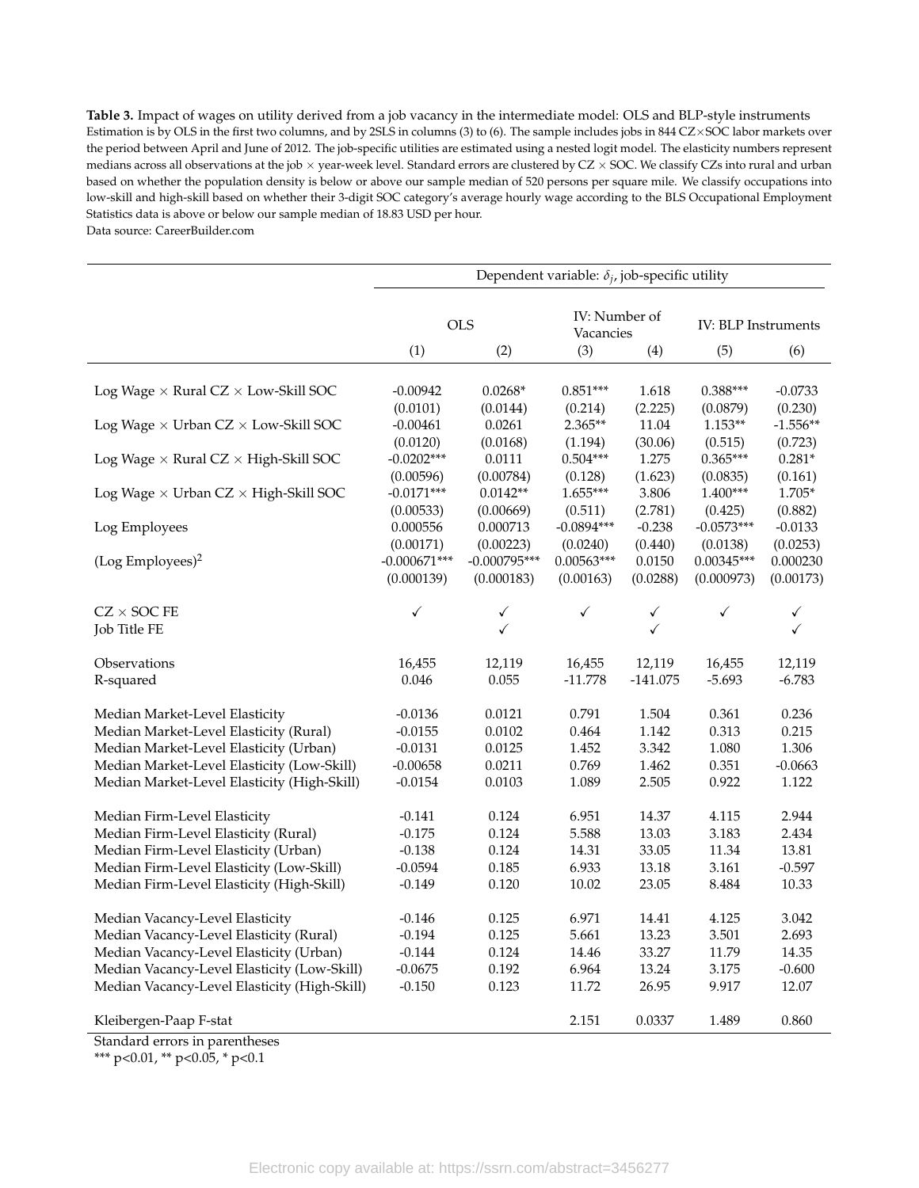**Table 3.** Impact of wages on utility derived from a job vacancy in the intermediate model: OLS and BLP-style instruments
Estimation is by OLS in the first two columns, and by 2SLS in columns (3) to (6). The sample includes jobs in 844 CZ×SOC labor markets over the period between April and June of 2012. The job-specific utilities are estimated using a nested logit model. The elasticity numbers represent medians across all observations at the job × year-week level. Standard errors are clustered by CZ × SOC. We classify CZs into rural and urban based on whether the population density is below or above our sample median of 520 persons per square mile. We classify occupations into low-skill and high-skill based on whether their 3-digit SOC category's average hourly wage according to the BLS Occupational Employment Statistics data is above or below our sample median of 18.83 USD per hour.
Data source: CareerBuilder.com

| | Dependent variable: $\delta_j$, job-specific utility | | | | | |
|---|---|---|---|---|---|---|
| | OLS | | IV: Number of Vacancies | | IV: BLP Instruments | |
| | (1) | (2) | (3) | (4) | (5) | (6) |
| Log Wage × Rural CZ × Low-Skill SOC | -0.00942 | 0.0268* | 0.851*** | 1.618 | 0.388*** | -0.0733 |
| | (0.0101) | (0.0144) | (0.214) | (2.225) | (0.0879) | (0.230) |
| Log Wage × Urban CZ × Low-Skill SOC | -0.00461 | 0.0261 | 2.365** | 11.04 | 1.153** | -1.556** |
| | (0.0120) | (0.0168) | (1.194) | (30.06) | (0.515) | (0.723) |
| Log Wage × Rural CZ × High-Skill SOC | -0.0202*** | 0.0111 | 0.504*** | 1.275 | 0.365*** | 0.281* |
| | (0.00596) | (0.00784) | (0.128) | (1.623) | (0.0835) | (0.161) |
| Log Wage × Urban CZ × High-Skill SOC | -0.0171*** | 0.0142** | 1.655*** | 3.806 | 1.400*** | 1.705* |
| | (0.00533) | (0.00669) | (0.511) | (2.781) | (0.425) | (0.882) |
| Log Employees | 0.000556 | 0.000713 | -0.0894*** | -0.238 | -0.0573*** | -0.0133 |
| | (0.00171) | (0.00223) | (0.0240) | (0.440) | (0.0138) | (0.0253) |
| (Log Employees)$^2$ | -0.000671*** | -0.000795*** | 0.00563*** | 0.0150 | 0.00345*** | 0.000230 |
| | (0.000139) | (0.000183) | (0.00163) | (0.0288) | (0.000973) | (0.00173) |
| CZ × SOC FE | ✓ | ✓ | ✓ | ✓ | ✓ | ✓ |
| Job Title FE | | ✓ | | ✓ | | ✓ |
| Observations | 16,455 | 12,119 | 16,455 | 12,119 | 16,455 | 12,119 |
| R-squared | 0.046 | 0.055 | -11.778 | -141.075 | -5.693 | -6.783 |
| Median Market-Level Elasticity | -0.0136 | 0.0121 | 0.791 | 1.504 | 0.361 | 0.236 |
| Median Market-Level Elasticity (Rural) | -0.0155 | 0.0102 | 0.464 | 1.142 | 0.313 | 0.215 |
| Median Market-Level Elasticity (Urban) | -0.0131 | 0.0125 | 1.452 | 3.342 | 1.080 | 1.306 |
| Median Market-Level Elasticity (Low-Skill) | -0.00658 | 0.0211 | 0.769 | 1.462 | 0.351 | -0.0663 |
| Median Market-Level Elasticity (High-Skill) | -0.0154 | 0.0103 | 1.089 | 2.505 | 0.922 | 1.122 |
| Median Firm-Level Elasticity | -0.141 | 0.124 | 6.951 | 14.37 | 4.115 | 2.944 |
| Median Firm-Level Elasticity (Rural) | -0.175 | 0.124 | 5.588 | 13.03 | 3.183 | 2.434 |
| Median Firm-Level Elasticity (Urban) | -0.138 | 0.124 | 14.31 | 33.05 | 11.34 | 13.81 |
| Median Firm-Level Elasticity (Low-Skill) | -0.0594 | 0.185 | 6.933 | 13.18 | 3.161 | -0.597 |
| Median Firm-Level Elasticity (High-Skill) | -0.149 | 0.120 | 10.02 | 23.05 | 8.484 | 10.33 |
| Median Vacancy-Level Elasticity | -0.146 | 0.125 | 6.971 | 14.41 | 4.125 | 3.042 |
| Median Vacancy-Level Elasticity (Rural) | -0.194 | 0.125 | 5.661 | 13.23 | 3.501 | 2.693 |
| Median Vacancy-Level Elasticity (Urban) | -0.144 | 0.124 | 14.46 | 33.27 | 11.79 | 14.35 |
| Median Vacancy-Level Elasticity (Low-Skill) | -0.0675 | 0.192 | 6.964 | 13.24 | 3.175 | -0.600 |
| Median Vacancy-Level Elasticity (High-Skill) | -0.150 | 0.123 | 11.72 | 26.95 | 9.917 | 12.07 |
| Kleibergen-Paap F-stat | | | 2.151 | 0.0337 | 1.489 | 0.860 |

Standard errors in parentheses
*** p<0.01, ** p<0.05, * p<0.1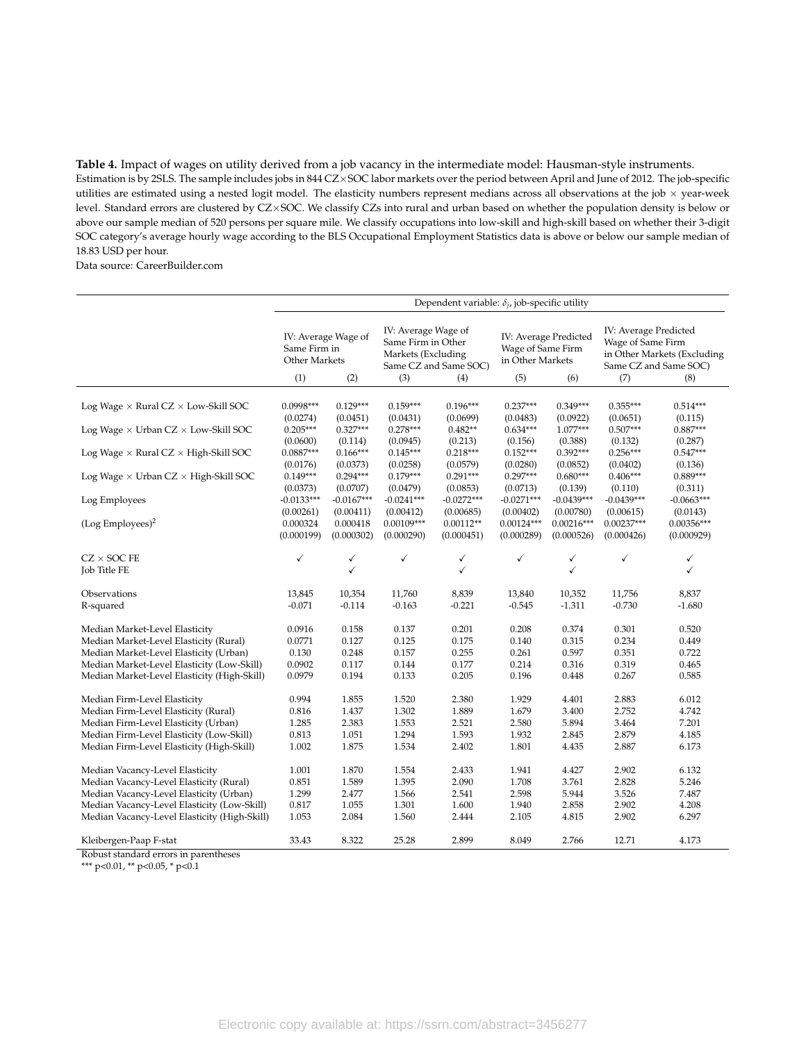**Table 4.** Impact of wages on utility derived from a job vacancy in the intermediate model: Hausman-style instruments.
Estimation is by 2SLS. The sample includes jobs in 844 CZ×SOC labor markets over the period between April and June of 2012. The job-specific utilities are estimated using a nested logit model. The elasticity numbers represent medians across all observations at the job × year-week level. Standard errors are clustered by CZ×SOC. We classify CZs into rural and urban based on whether the population density is below or above our sample median of 520 persons per square mile. We classify occupations into low-skill and high-skill based on whether their 3-digit SOC category's average hourly wage according to the BLS Occupational Employment Statistics data is above or below our sample median of 18.83 USD per hour.
Data source: CareerBuilder.com

| | Dependent variable: $\delta_j$, job-specific utility | | | | | | | |
|---|---|---|---|---|---|---|---|---|
| | IV: Average Wage of Same Firm in Other Markets | | IV: Average Wage of Same Firm in Other Markets (Excluding Same CZ and Same SOC) | | IV: Average Predicted Wage of Same Firm in Other Markets | | IV: Average Predicted Wage of Same Firm in Other Markets (Excluding Same CZ and Same SOC) | |
| | (1) | (2) | (3) | (4) | (5) | (6) | (7) | (8) |
| Log Wage × Rural CZ × Low-Skill SOC | 0.0998*** | 0.129*** | 0.159*** | 0.196*** | 0.237*** | 0.349*** | 0.355*** | 0.514*** |
| | (0.0274) | (0.0451) | (0.0431) | (0.0699) | (0.0483) | (0.0922) | (0.0651) | (0.115) |
| Log Wage × Urban CZ × Low-Skill SOC | 0.205*** | 0.327*** | 0.278*** | 0.482** | 0.634*** | 1.077*** | 0.507*** | 0.887*** |
| | (0.0600) | (0.114) | (0.0945) | (0.213) | (0.156) | (0.388) | (0.132) | (0.287) |
| Log Wage × Rural CZ × High-Skill SOC | 0.0887*** | 0.166*** | 0.145*** | 0.218*** | 0.152*** | 0.392*** | 0.256*** | 0.547*** |
| | (0.0176) | (0.0373) | (0.0258) | (0.0579) | (0.0280) | (0.0852) | (0.0402) | (0.136) |
| Log Wage × Urban CZ × High-Skill SOC | 0.149*** | 0.294*** | 0.179*** | 0.291*** | 0.297*** | 0.680*** | 0.406*** | 0.889*** |
| | (0.0373) | (0.0707) | (0.0479) | (0.0853) | (0.0713) | (0.139) | (0.110) | (0.311) |
| Log Employees | -0.0133*** | -0.0167*** | -0.0241*** | -0.0272*** | -0.0271*** | -0.0439*** | -0.0439*** | -0.0663*** |
| | (0.00261) | (0.00411) | (0.00412) | (0.00685) | (0.00402) | (0.00780) | (0.00615) | (0.0143) |
| (Log Employees)$^2$ | 0.000324 | 0.000418 | 0.00109*** | 0.00112** | 0.00124*** | 0.00216*** | 0.00237*** | 0.00356*** |
| | (0.000199) | (0.000302) | (0.000290) | (0.000451) | (0.000289) | (0.000526) | (0.000426) | (0.000929) |
| CZ × SOC FE | ✓ | ✓ | ✓ | ✓ | ✓ | ✓ | ✓ | ✓ |
| Job Title FE | | ✓ | | ✓ | | ✓ | | ✓ |
| Observations | 13,845 | 10,354 | 11,760 | 8,839 | 13,840 | 10,352 | 11,756 | 8,837 |
| R-squared | -0.071 | -0.114 | -0.163 | -0.221 | -0.545 | -1.311 | -0.730 | -1.680 |
| Median Market-Level Elasticity | 0.0916 | 0.158 | 0.137 | 0.201 | 0.208 | 0.374 | 0.301 | 0.520 |
| Median Market-Level Elasticity (Rural) | 0.0771 | 0.127 | 0.125 | 0.175 | 0.140 | 0.315 | 0.234 | 0.449 |
| Median Market-Level Elasticity (Urban) | 0.130 | 0.248 | 0.157 | 0.255 | 0.261 | 0.597 | 0.351 | 0.722 |
| Median Market-Level Elasticity (Low-Skill) | 0.0902 | 0.117 | 0.144 | 0.177 | 0.214 | 0.316 | 0.319 | 0.465 |
| Median Market-Level Elasticity (High-Skill) | 0.0979 | 0.194 | 0.133 | 0.205 | 0.196 | 0.448 | 0.267 | 0.585 |
| Median Firm-Level Elasticity | 0.994 | 1.855 | 1.520 | 2.380 | 1.929 | 4.401 | 2.883 | 6.012 |
| Median Firm-Level Elasticity (Rural) | 0.816 | 1.437 | 1.302 | 1.889 | 1.679 | 3.400 | 2.752 | 4.742 |
| Median Firm-Level Elasticity (Urban) | 1.285 | 2.383 | 1.553 | 2.521 | 2.580 | 5.894 | 3.464 | 7.201 |
| Median Firm-Level Elasticity (Low-Skill) | 0.813 | 1.051 | 1.294 | 1.593 | 1.932 | 2.845 | 2.879 | 4.185 |
| Median Firm-Level Elasticity (High-Skill) | 1.002 | 1.875 | 1.534 | 2.402 | 1.801 | 4.435 | 2.887 | 6.173 |
| Median Vacancy-Level Elasticity | 1.001 | 1.870 | 1.554 | 2.433 | 1.941 | 4.427 | 2.902 | 6.132 |
| Median Vacancy-Level Elasticity (Rural) | 0.851 | 1.589 | 1.395 | 2.090 | 1.708 | 3.761 | 2.828 | 5.246 |
| Median Vacancy-Level Elasticity (Urban) | 1.299 | 2.477 | 1.566 | 2.541 | 2.598 | 5.944 | 3.526 | 7.487 |
| Median Vacancy-Level Elasticity (Low-Skill) | 0.817 | 1.055 | 1.301 | 1.600 | 1.940 | 2.858 | 2.902 | 4.208 |
| Median Vacancy-Level Elasticity (High-Skill) | 1.053 | 2.084 | 1.560 | 2.444 | 2.105 | 4.815 | 2.902 | 6.297 |
| Kleibergen-Paap F-stat | 33.43 | 8.322 | 25.28 | 2.899 | 8.049 | 2.766 | 12.71 | 4.173 |

Robust standard errors in parentheses
*** p<0.01, ** p<0.05, * p<0.1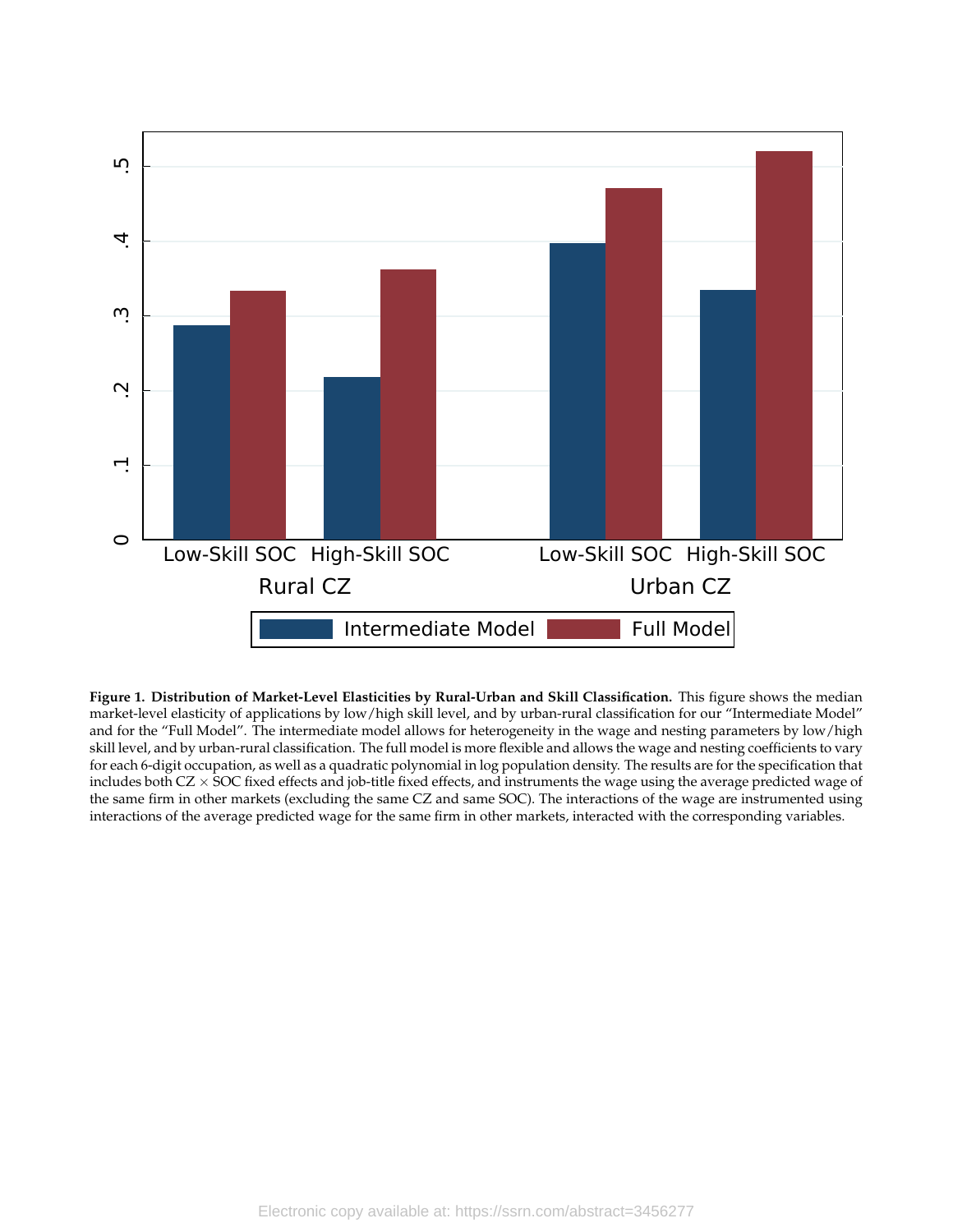**Figure 1. Distribution of Market-Level Elasticities by Rural-Urban and Skill Classification.** This figure shows the median market-level elasticity of applications by low/high skill level, and by urban-rural classification for our "Intermediate Model" and for the "Full Model". The intermediate model allows for heterogeneity in the wage and nesting parameters by low/high skill level, and by urban-rural classification. The full model is more flexible and allows the wage and nesting coefficients to vary for each 6-digit occupation, as well as a quadratic polynomial in log population density. The results are for the specification that includes both CZ $\times$ SOC fixed effects and job-title fixed effects, and instruments the wage using the average predicted wage of the same firm in other markets (excluding the same CZ and same SOC). The interactions of the wage are instrumented using interactions of the average predicted wage for the same firm in other markets, interacted with the corresponding variables.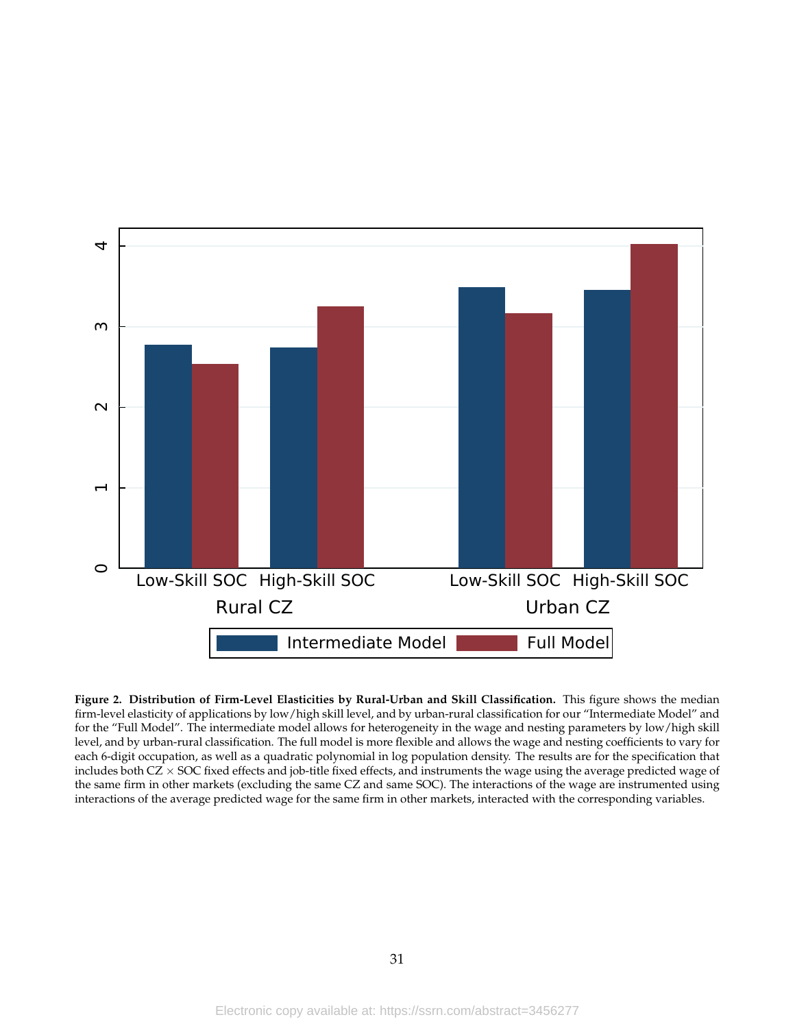**Figure 2. Distribution of Firm-Level Elasticities by Rural-Urban and Skill Classification.** This figure shows the median firm-level elasticity of applications by low/high skill level, and by urban-rural classification for our "Intermediate Model" and for the "Full Model". The intermediate model allows for heterogeneity in the wage and nesting parameters by low/high skill level, and by urban-rural classification. The full model is more flexible and allows the wage and nesting coefficients to vary for each 6-digit occupation, as well as a quadratic polynomial in log population density. The results are for the specification that includes both CZ $\times$ SOC fixed effects and job-title fixed effects, and instruments the wage using the average predicted wage of the same firm in other markets (excluding the same CZ and same SOC). The interactions of the wage are instrumented using interactions of the average predicted wage for the same firm in other markets, interacted with the corresponding variables.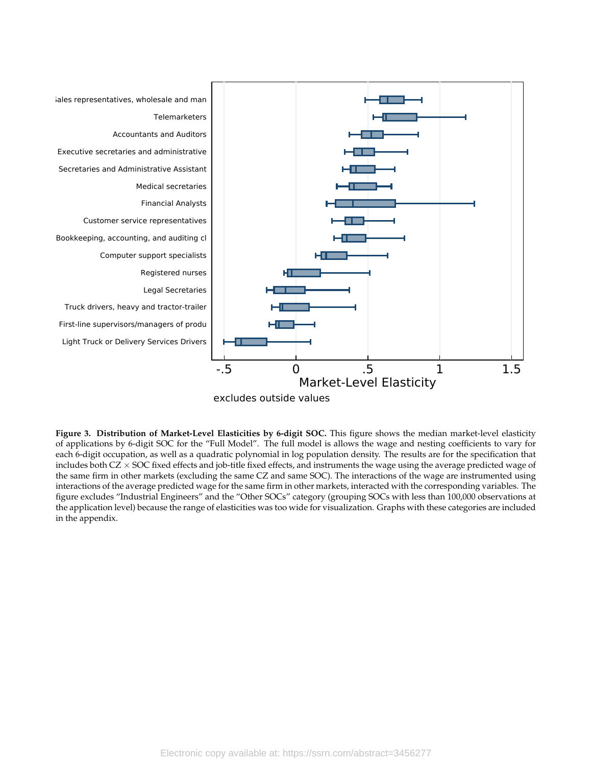**Figure 3. Distribution of Market-Level Elasticities by 6-digit SOC.** This figure shows the median market-level elasticity of applications by 6-digit SOC for the "Full Model". The full model is allows the wage and nesting coefficients to vary for each 6-digit occupation, as well as a quadratic polynomial in log population density. The results are for the specification that includes both CZ × SOC fixed effects and job-title fixed effects, and instruments the wage using the average predicted wage of the same firm in other markets (excluding the same CZ and same SOC). The interactions of the wage are instrumented using interactions of the average predicted wage for the same firm in other markets, interacted with the corresponding variables. The figure excludes "Industrial Engineers" and the "Other SOCs" category (grouping SOCs with less than 100,000 observations at the application level) because the range of elasticities was too wide for visualization. Graphs with these categories are included in the appendix.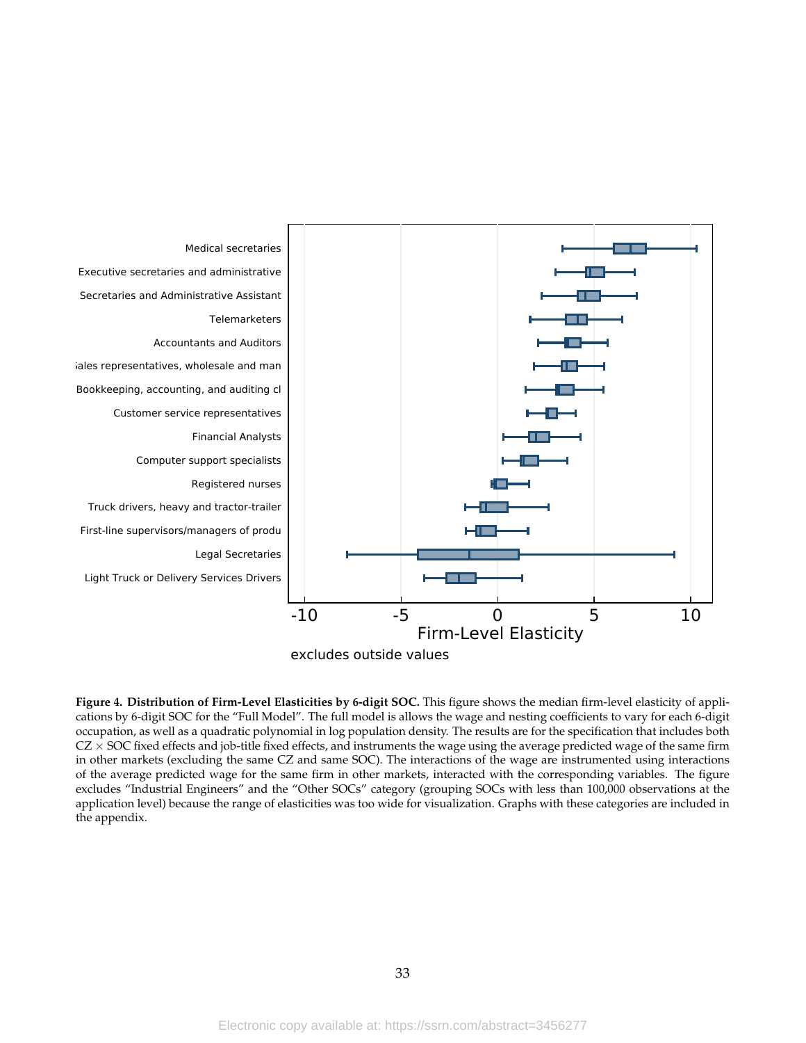**Figure 4. Distribution of Firm-Level Elasticities by 6-digit SOC.** This figure shows the median firm-level elasticity of applications by 6-digit SOC for the "Full Model". The full model is allows the wage and nesting coefficients to vary for each 6-digit occupation, as well as a quadratic polynomial in log population density. The results are for the specification that includes both CZ × SOC fixed effects and job-title fixed effects, and instruments the wage using the average predicted wage of the same firm in other markets (excluding the same CZ and same SOC). The interactions of the wage are instrumented using interactions of the average predicted wage for the same firm in other markets, interacted with the corresponding variables. The figure excludes "Industrial Engineers" and the "Other SOCs" category (grouping SOCs with less than 100,000 observations at the application level) because the range of elasticities was too wide for visualization. Graphs with these categories are included in the appendix.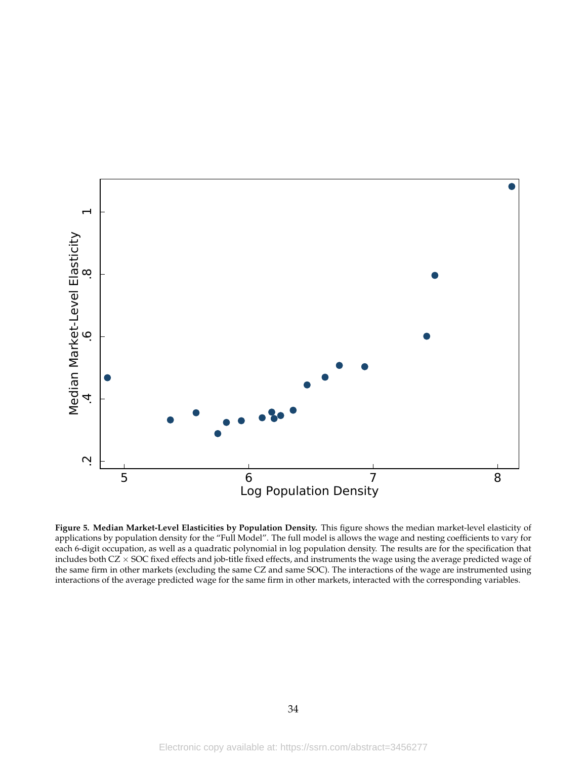**Figure 5. Median Market-Level Elasticities by Population Density.** This figure shows the median market-level elasticity of applications by population density for the "Full Model". The full model is allows the wage and nesting coefficients to vary for each 6-digit occupation, as well as a quadratic polynomial in log population density. The results are for the specification that includes both CZ × SOC fixed effects and job-title fixed effects, and instruments the wage using the average predicted wage of the same firm in other markets (excluding the same CZ and same SOC). The interactions of the wage are instrumented using interactions of the average predicted wage for the same firm in other markets, interacted with the corresponding variables.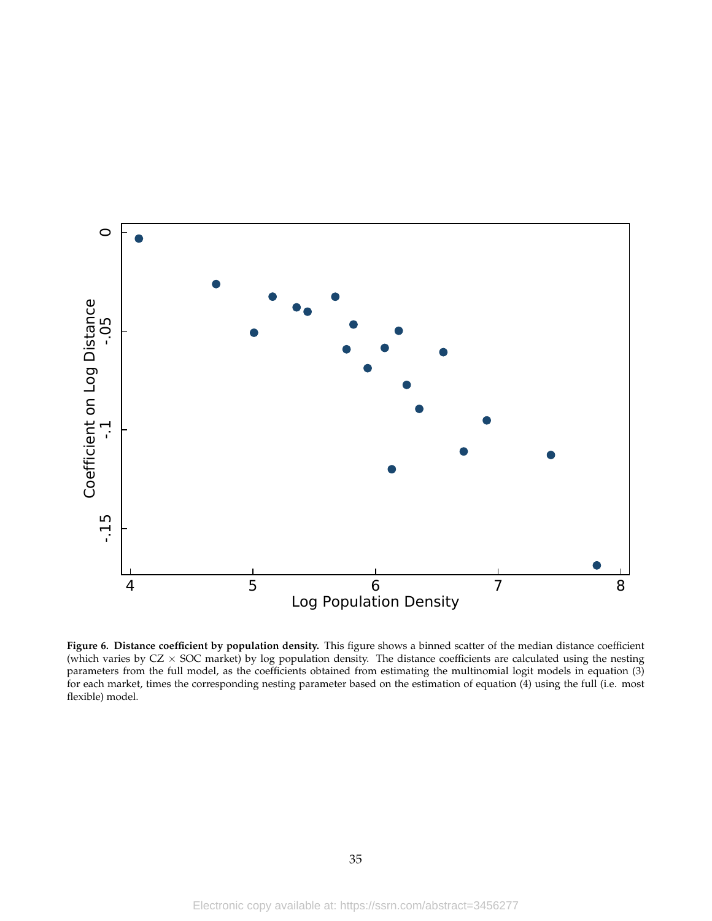**Figure 6. Distance coefficient by population density.** This figure shows a binned scatter of the median distance coefficient (which varies by CZ $\times$ SOC market) by log population density. The distance coefficients are calculated using the nesting parameters from the full model, as the coefficients obtained from estimating the multinomial logit models in equation (3) for each market, times the corresponding nesting parameter based on the estimation of equation (4) using the full (i.e. most flexible) model.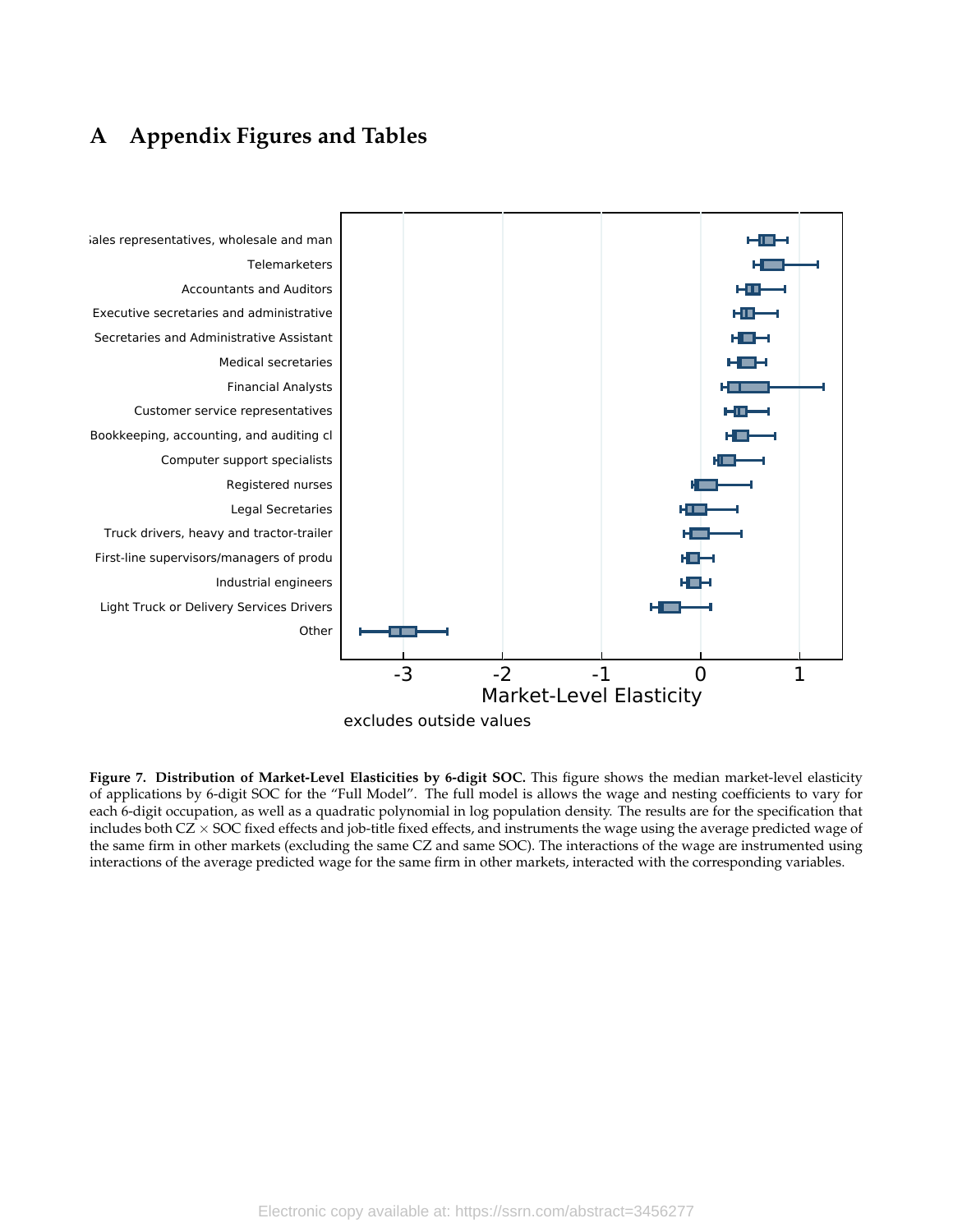# A Appendix Figures and Tables

**Figure 7. Distribution of Market-Level Elasticities by 6-digit SOC.** This figure shows the median market-level elasticity of applications by 6-digit SOC for the "Full Model". The full model is allows the wage and nesting coefficients to vary for each 6-digit occupation, as well as a quadratic polynomial in log population density. The results are for the specification that includes both CZ $\times$ SOC fixed effects and job-title fixed effects, and instruments the wage using the average predicted wage of the same firm in other markets (excluding the same CZ and same SOC). The interactions of the wage are instrumented using interactions of the average predicted wage for the same firm in other markets, interacted with the corresponding variables.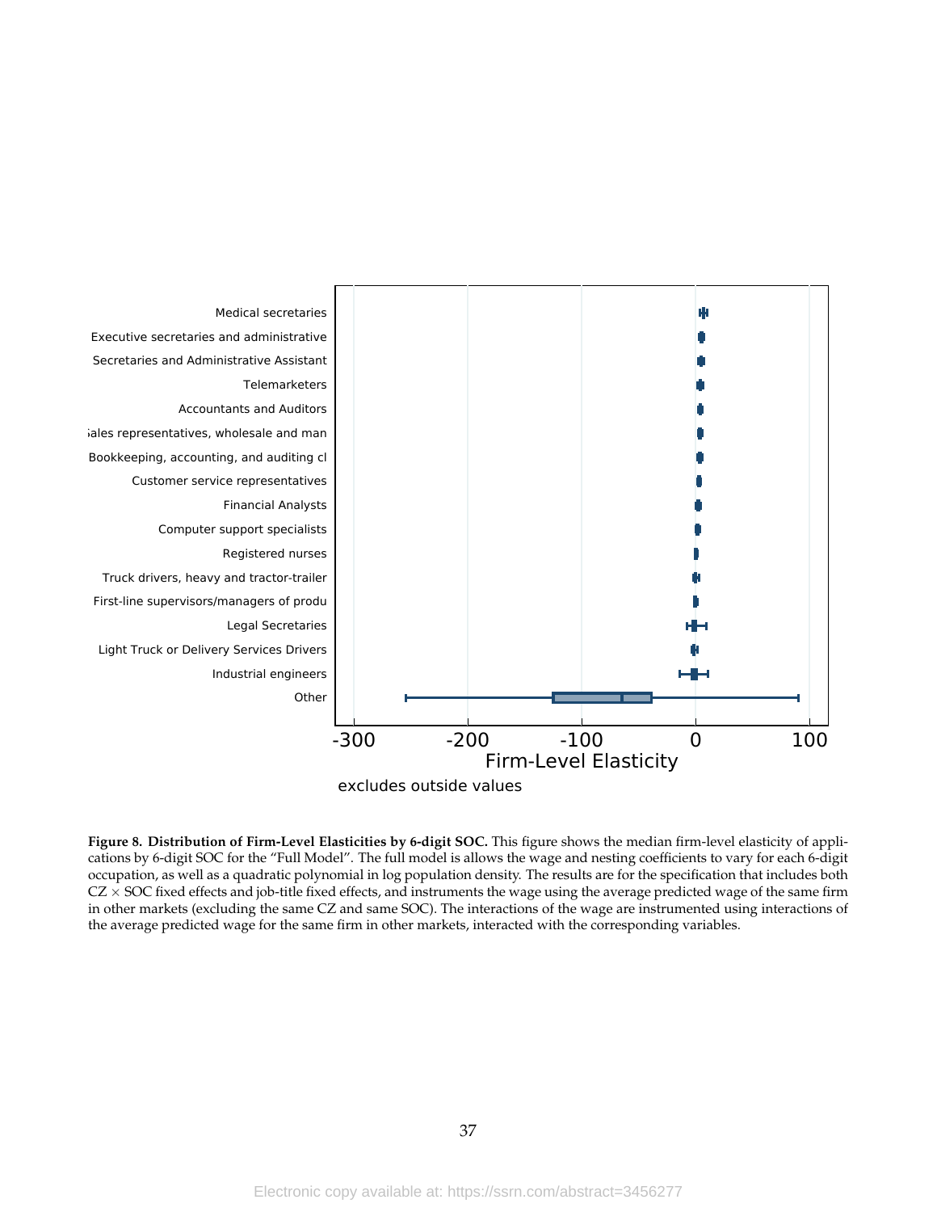Medical secretaries
Executive secretaries and administrative
Secretaries and Administrative Assistant
Telemarketers
Accountants and Auditors
Sales representatives, wholesale and man
Bookkeeping, accounting, and auditing cl
Customer service representatives
Financial Analysts
Computer support specialists
Registered nurses
Truck drivers, heavy and tractor-trailer
First-line supervisors/managers of produ
Legal Secretaries
Light Truck or Delivery Services Drivers
Industrial engineers
Other

-300 -200 -100 0 100

Firm-Level Elasticity

excludes outside values

**Figure 8. Distribution of Firm-Level Elasticities by 6-digit SOC.** This figure shows the median firm-level elasticity of applications by 6-digit SOC for the "Full Model". The full model is allows the wage and nesting coefficients to vary for each 6-digit occupation, as well as a quadratic polynomial in log population density. The results are for the specification that includes both CZ $\times$ SOC fixed effects and job-title fixed effects, and instruments the wage using the average predicted wage of the same firm in other markets (excluding the same CZ and same SOC). The interactions of the wage are instrumented using interactions of the average predicted wage for the same firm in other markets, interacted with the corresponding variables.